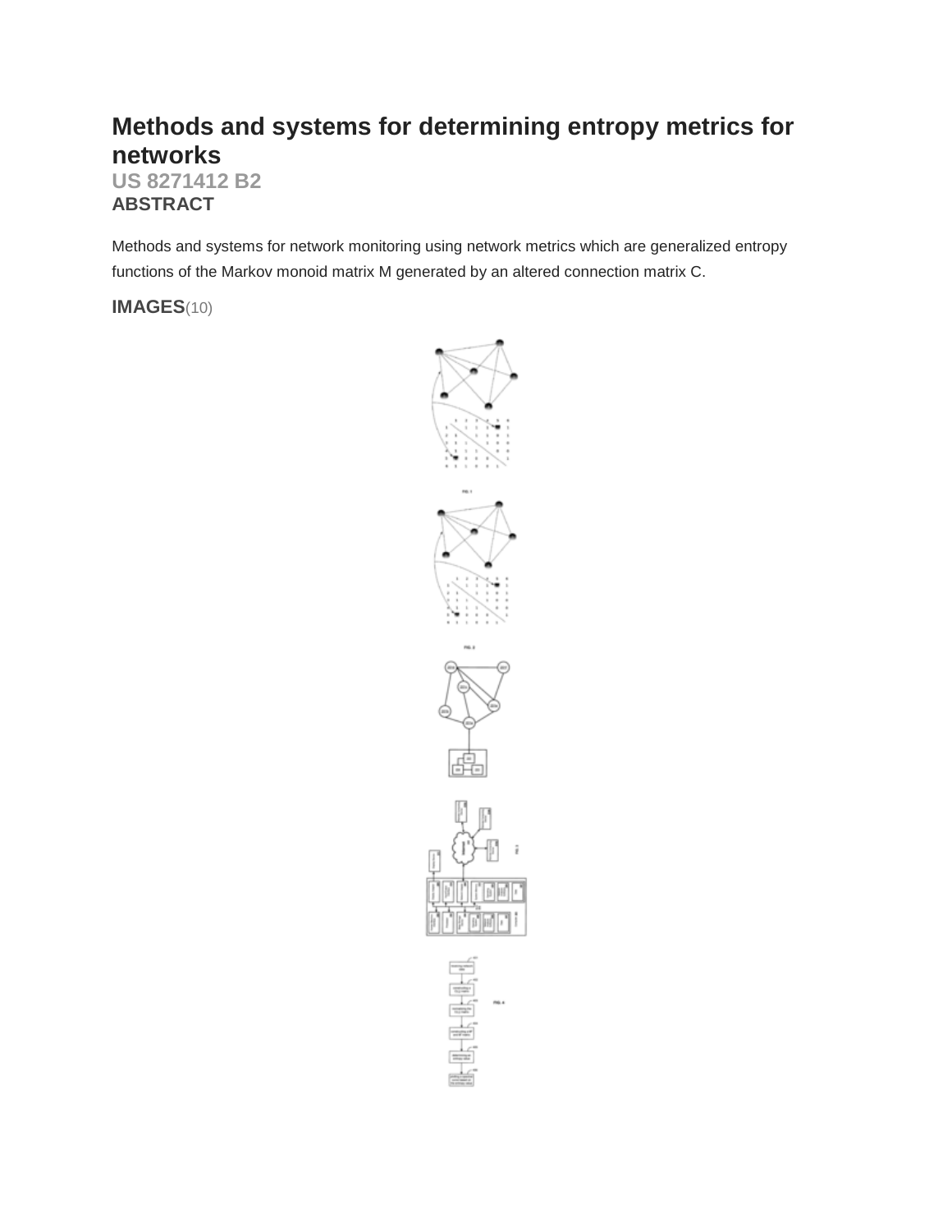# Methods and systems for determining entropy metrics for networks

**US 8271412 B2**

## ABSTRACT

Methods and systems for network monitoring using network metrics which are generalized entropy functions of the Markov monoid matrix M generated by an altered connection matrix C.

## IMAGES(10)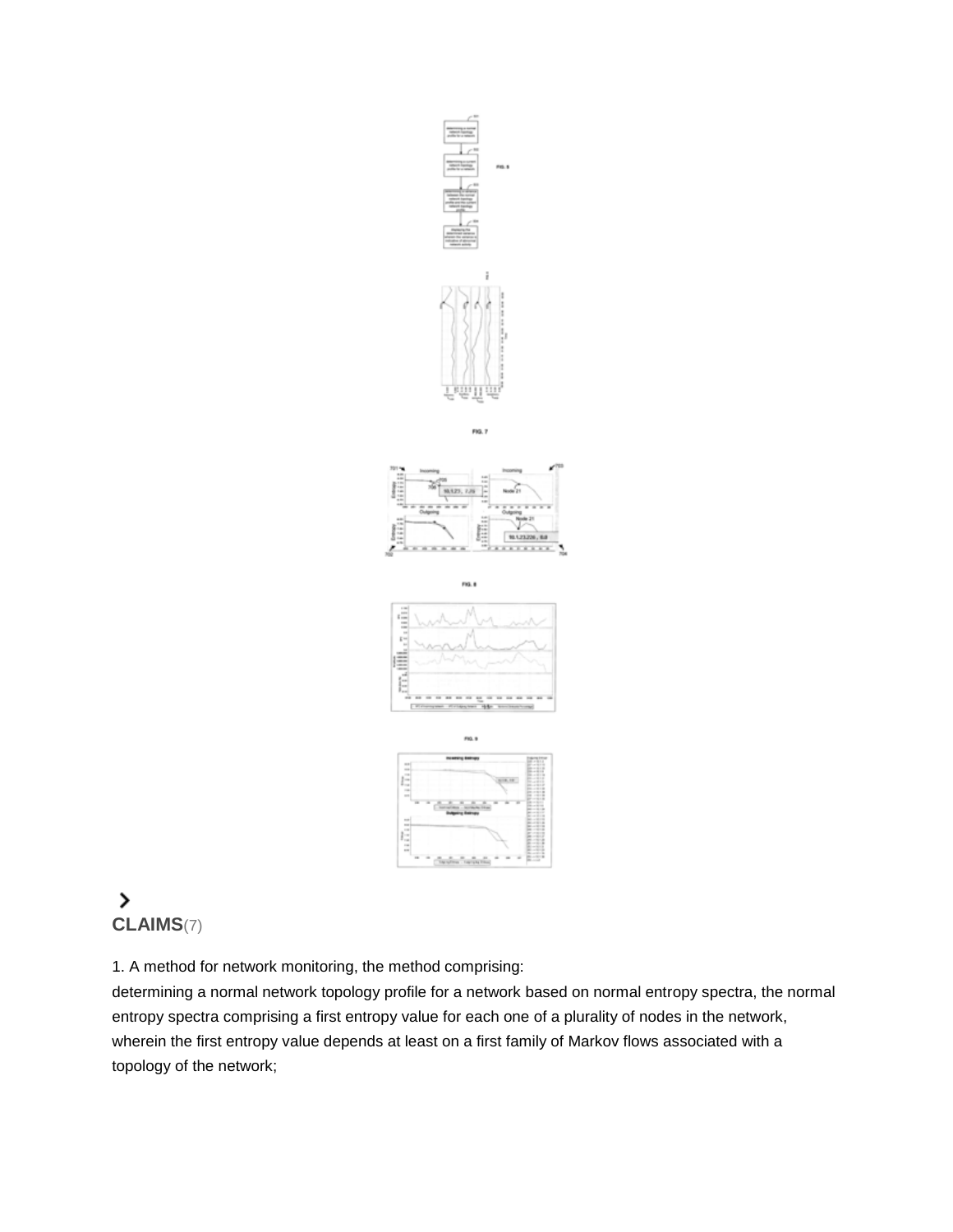FIG. 7

FIG. 8

FIG. 9

## CLAIMS(7)

1. A method for network monitoring, the method comprising:
determining a normal network topology profile for a network based on normal entropy spectra, the normal entropy spectra comprising a first entropy value for each one of a plurality of nodes in the network, wherein the first entropy value depends at least on a first family of Markov flows associated with a topology of the network;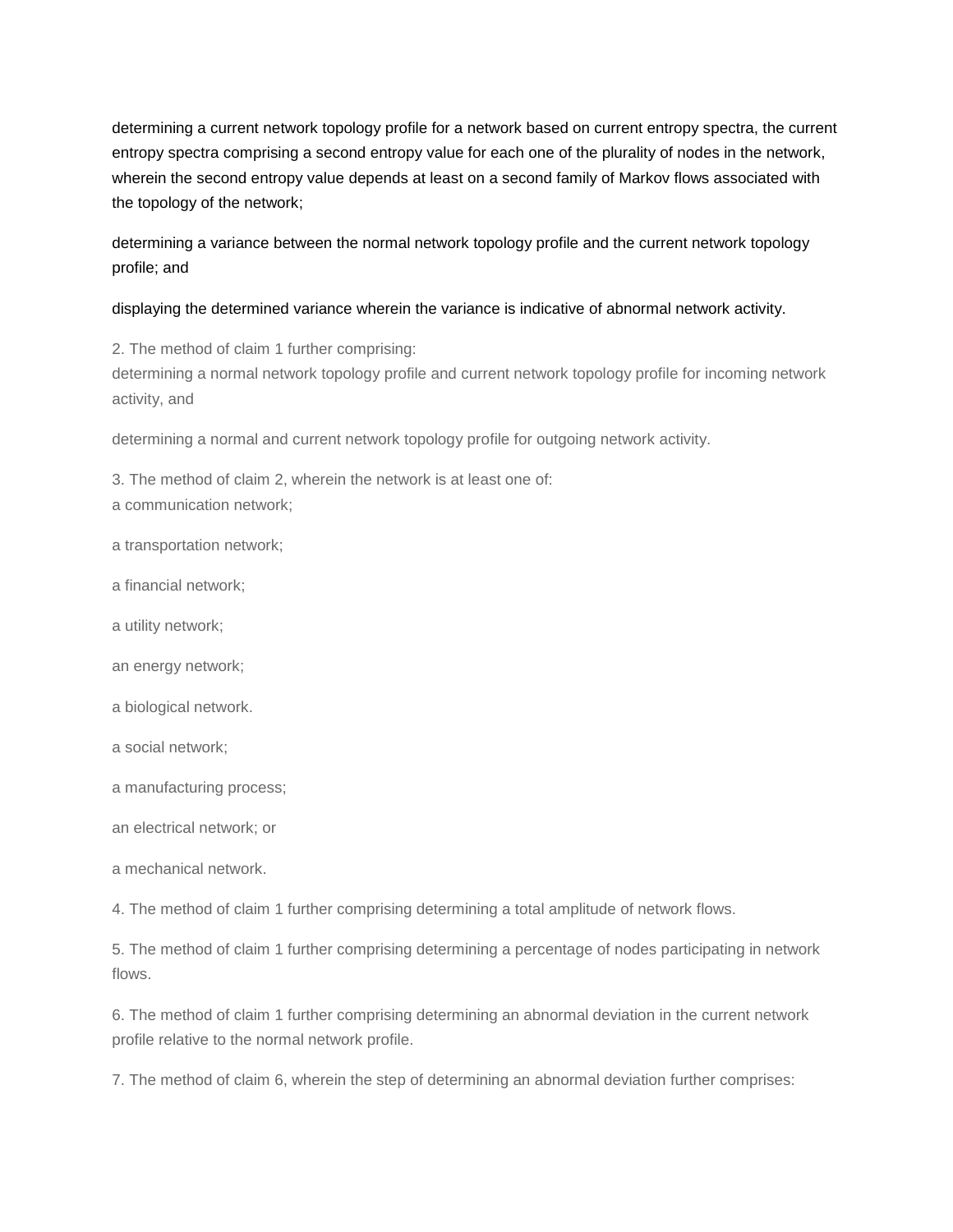determining a current network topology profile for a network based on current entropy spectra, the current entropy spectra comprising a second entropy value for each one of the plurality of nodes in the network, wherein the second entropy value depends at least on a second family of Markov flows associated with the topology of the network;

determining a variance between the normal network topology profile and the current network topology profile; and

displaying the determined variance wherein the variance is indicative of abnormal network activity.

2. The method of claim 1 further comprising:
determining a normal network topology profile and current network topology profile for incoming network activity, and

determining a normal and current network topology profile for outgoing network activity.

3. The method of claim 2, wherein the network is at least one of:
a communication network;

a transportation network;

a financial network;

a utility network;

an energy network;

a biological network.

a social network;

a manufacturing process;

an electrical network; or

a mechanical network.

4. The method of claim 1 further comprising determining a total amplitude of network flows.

5. The method of claim 1 further comprising determining a percentage of nodes participating in network flows.

6. The method of claim 1 further comprising determining an abnormal deviation in the current network profile relative to the normal network profile.

7. The method of claim 6, wherein the step of determining an abnormal deviation further comprises: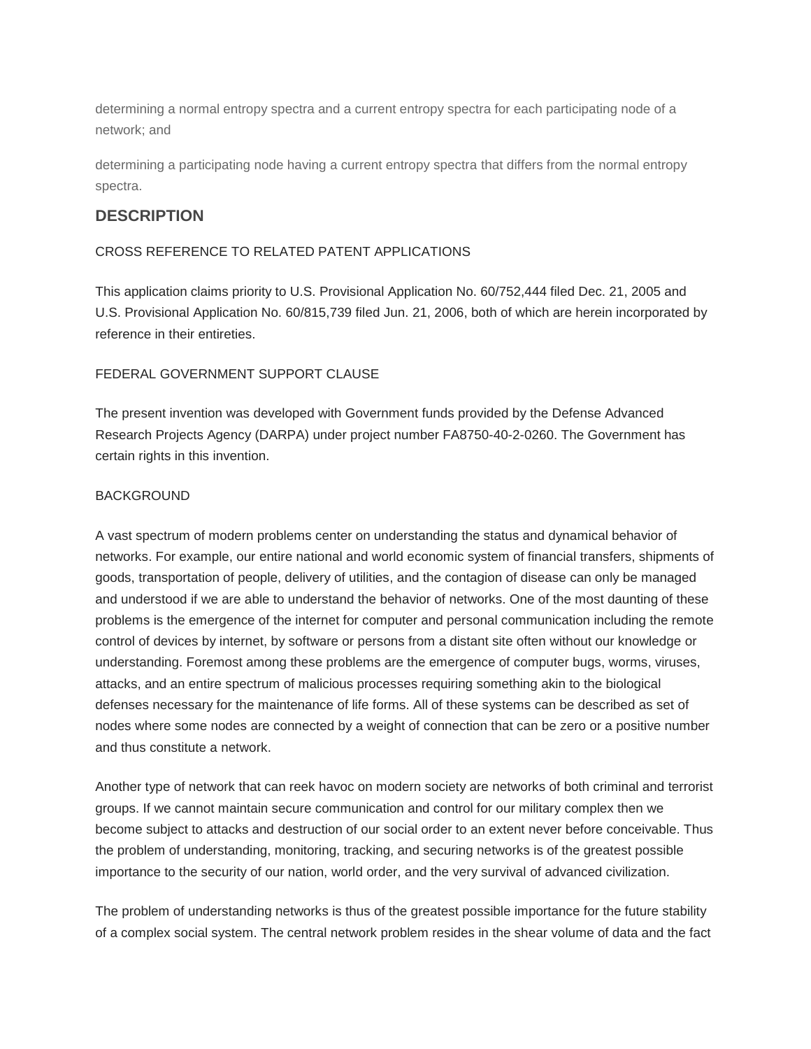determining a normal entropy spectra and a current entropy spectra for each participating node of a network; and

determining a participating node having a current entropy spectra that differs from the normal entropy spectra.

## DESCRIPTION

CROSS REFERENCE TO RELATED PATENT APPLICATIONS

This application claims priority to U.S. Provisional Application No. 60/752,444 filed Dec. 21, 2005 and U.S. Provisional Application No. 60/815,739 filed Jun. 21, 2006, both of which are herein incorporated by reference in their entireties.

FEDERAL GOVERNMENT SUPPORT CLAUSE

The present invention was developed with Government funds provided by the Defense Advanced Research Projects Agency (DARPA) under project number FA8750-40-2-0260. The Government has certain rights in this invention.

BACKGROUND

A vast spectrum of modern problems center on understanding the status and dynamical behavior of networks. For example, our entire national and world economic system of financial transfers, shipments of goods, transportation of people, delivery of utilities, and the contagion of disease can only be managed and understood if we are able to understand the behavior of networks. One of the most daunting of these problems is the emergence of the internet for computer and personal communication including the remote control of devices by internet, by software or persons from a distant site often without our knowledge or understanding. Foremost among these problems are the emergence of computer bugs, worms, viruses, attacks, and an entire spectrum of malicious processes requiring something akin to the biological defenses necessary for the maintenance of life forms. All of these systems can be described as set of nodes where some nodes are connected by a weight of connection that can be zero or a positive number and thus constitute a network.

Another type of network that can reek havoc on modern society are networks of both criminal and terrorist groups. If we cannot maintain secure communication and control for our military complex then we become subject to attacks and destruction of our social order to an extent never before conceivable. Thus the problem of understanding, monitoring, tracking, and securing networks is of the greatest possible importance to the security of our nation, world order, and the very survival of advanced civilization.

The problem of understanding networks is thus of the greatest possible importance for the future stability of a complex social system. The central network problem resides in the shear volume of data and the fact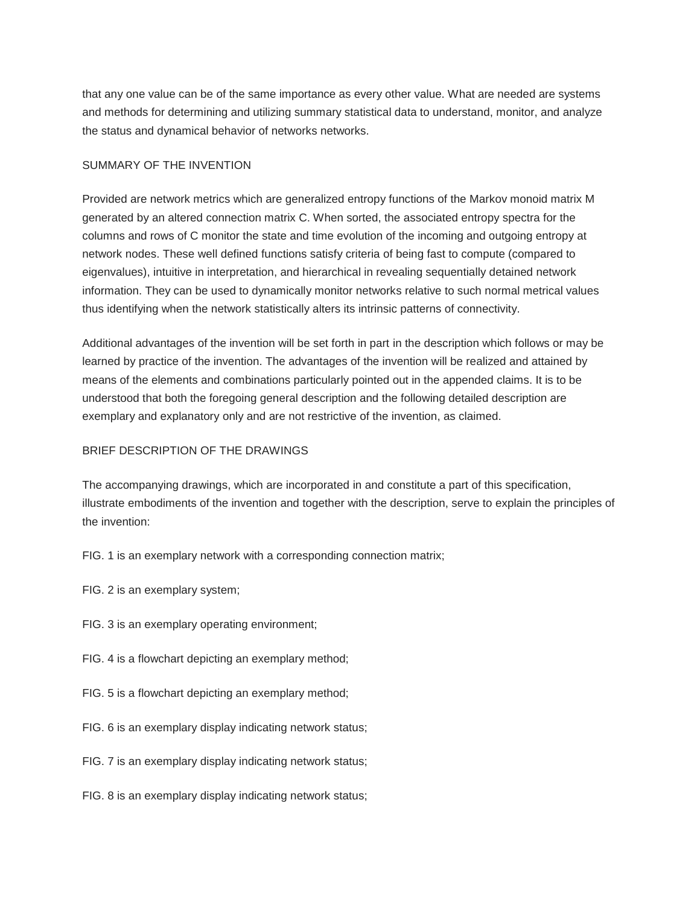that any one value can be of the same importance as every other value. What are needed are systems and methods for determining and utilizing summary statistical data to understand, monitor, and analyze the status and dynamical behavior of networks networks.

## SUMMARY OF THE INVENTION

Provided are network metrics which are generalized entropy functions of the Markov monoid matrix M generated by an altered connection matrix C. When sorted, the associated entropy spectra for the columns and rows of C monitor the state and time evolution of the incoming and outgoing entropy at network nodes. These well defined functions satisfy criteria of being fast to compute (compared to eigenvalues), intuitive in interpretation, and hierarchical in revealing sequentially detained network information. They can be used to dynamically monitor networks relative to such normal metrical values thus identifying when the network statistically alters its intrinsic patterns of connectivity.

Additional advantages of the invention will be set forth in part in the description which follows or may be learned by practice of the invention. The advantages of the invention will be realized and attained by means of the elements and combinations particularly pointed out in the appended claims. It is to be understood that both the foregoing general description and the following detailed description are exemplary and explanatory only and are not restrictive of the invention, as claimed.

## BRIEF DESCRIPTION OF THE DRAWINGS

The accompanying drawings, which are incorporated in and constitute a part of this specification, illustrate embodiments of the invention and together with the description, serve to explain the principles of the invention:

FIG. 1 is an exemplary network with a corresponding connection matrix;

FIG. 2 is an exemplary system;

FIG. 3 is an exemplary operating environment;

FIG. 4 is a flowchart depicting an exemplary method;

FIG. 5 is a flowchart depicting an exemplary method;

FIG. 6 is an exemplary display indicating network status;

FIG. 7 is an exemplary display indicating network status;

FIG. 8 is an exemplary display indicating network status;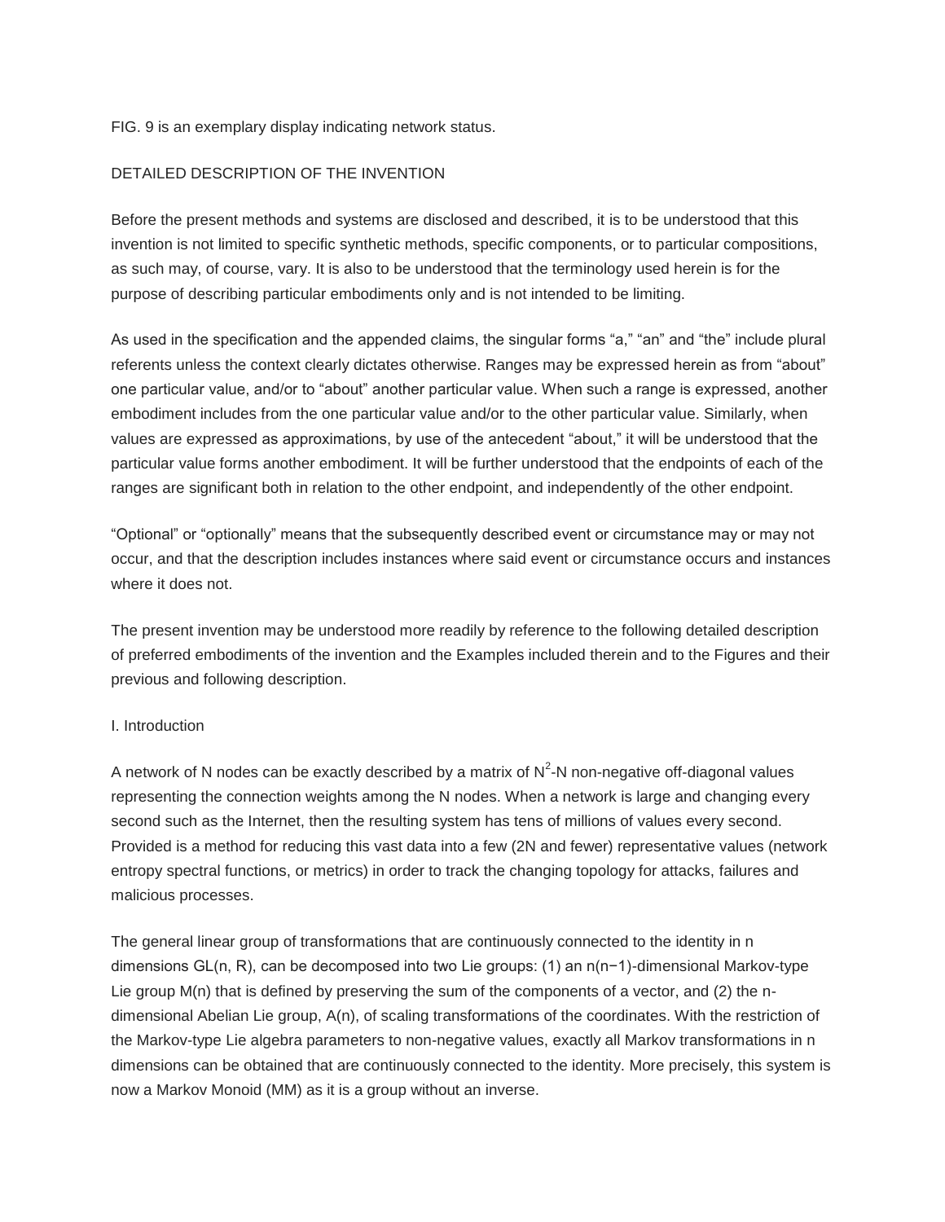FIG. 9 is an exemplary display indicating network status.

## DETAILED DESCRIPTION OF THE INVENTION

Before the present methods and systems are disclosed and described, it is to be understood that this invention is not limited to specific synthetic methods, specific components, or to particular compositions, as such may, of course, vary. It is also to be understood that the terminology used herein is for the purpose of describing particular embodiments only and is not intended to be limiting.

As used in the specification and the appended claims, the singular forms “a,” “an” and “the” include plural referents unless the context clearly dictates otherwise. Ranges may be expressed herein as from “about” one particular value, and/or to “about” another particular value. When such a range is expressed, another embodiment includes from the one particular value and/or to the other particular value. Similarly, when values are expressed as approximations, by use of the antecedent “about,” it will be understood that the particular value forms another embodiment. It will be further understood that the endpoints of each of the ranges are significant both in relation to the other endpoint, and independently of the other endpoint.

“Optional” or “optionally” means that the subsequently described event or circumstance may or may not occur, and that the description includes instances where said event or circumstance occurs and instances where it does not.

The present invention may be understood more readily by reference to the following detailed description of preferred embodiments of the invention and the Examples included therein and to the Figures and their previous and following description.

### I. Introduction

A network of N nodes can be exactly described by a matrix of $N^2$-N non-negative off-diagonal values representing the connection weights among the N nodes. When a network is large and changing every second such as the Internet, then the resulting system has tens of millions of values every second. Provided is a method for reducing this vast data into a few (2N and fewer) representative values (network entropy spectral functions, or metrics) in order to track the changing topology for attacks, failures and malicious processes.

The general linear group of transformations that are continuously connected to the identity in n dimensions GL(n, R), can be decomposed into two Lie groups: (1) an $n(n-1)$-dimensional Markov-type Lie group M(n) that is defined by preserving the sum of the components of a vector, and (2) the n-dimensional Abelian Lie group, A(n), of scaling transformations of the coordinates. With the restriction of the Markov-type Lie algebra parameters to non-negative values, exactly all Markov transformations in n dimensions can be obtained that are continuously connected to the identity. More precisely, this system is now a Markov Monoid (MM) as it is a group without an inverse.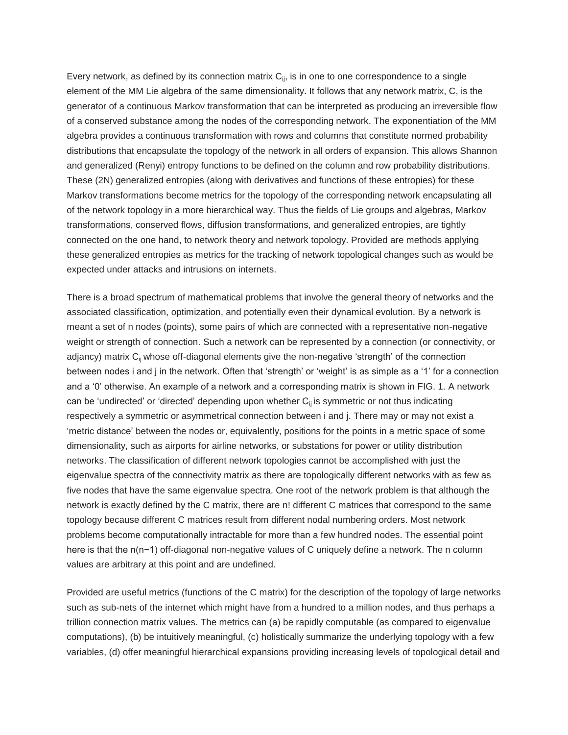Every network, as defined by its connection matrix $C_{ij}$, is in one to one correspondence to a single element of the MM Lie algebra of the same dimensionality. It follows that any network matrix, C, is the generator of a continuous Markov transformation that can be interpreted as producing an irreversible flow of a conserved substance among the nodes of the corresponding network. The exponentiation of the MM algebra provides a continuous transformation with rows and columns that constitute normed probability distributions that encapsulate the topology of the network in all orders of expansion. This allows Shannon and generalized (Renyi) entropy functions to be defined on the column and row probability distributions. These (2N) generalized entropies (along with derivatives and functions of these entropies) for these Markov transformations become metrics for the topology of the corresponding network encapsulating all of the network topology in a more hierarchical way. Thus the fields of Lie groups and algebras, Markov transformations, conserved flows, diffusion transformations, and generalized entropies, are tightly connected on the one hand, to network theory and network topology. Provided are methods applying these generalized entropies as metrics for the tracking of network topological changes such as would be expected under attacks and intrusions on internets.

There is a broad spectrum of mathematical problems that involve the general theory of networks and the associated classification, optimization, and potentially even their dynamical evolution. By a network is meant a set of n nodes (points), some pairs of which are connected with a representative non-negative weight or strength of connection. Such a network can be represented by a connection (or connectivity, or adjancy) matrix $C_{ij}$ whose off-diagonal elements give the non-negative 'strength' of the connection between nodes i and j in the network. Often that 'strength' or 'weight' is as simple as a '1' for a connection and a '0' otherwise. An example of a network and a corresponding matrix is shown in FIG. 1. A network can be 'undirected' or 'directed' depending upon whether $C_{ij}$ is symmetric or not thus indicating respectively a symmetric or asymmetrical connection between i and j. There may or may not exist a 'metric distance' between the nodes or, equivalently, positions for the points in a metric space of some dimensionality, such as airports for airline networks, or substations for power or utility distribution networks. The classification of different network topologies cannot be accomplished with just the eigenvalue spectra of the connectivity matrix as there are topologically different networks with as few as five nodes that have the same eigenvalue spectra. One root of the network problem is that although the network is exactly defined by the C matrix, there are n! different C matrices that correspond to the same topology because different C matrices result from different nodal numbering orders. Most network problems become computationally intractable for more than a few hundred nodes. The essential point here is that the $n(n-1)$ off-diagonal non-negative values of C uniquely define a network. The n column values are arbitrary at this point and are undefined.

Provided are useful metrics (functions of the C matrix) for the description of the topology of large networks such as sub-nets of the internet which might have from a hundred to a million nodes, and thus perhaps a trillion connection matrix values. The metrics can (a) be rapidly computable (as compared to eigenvalue computations), (b) be intuitively meaningful, (c) holistically summarize the underlying topology with a few variables, (d) offer meaningful hierarchical expansions providing increasing levels of topological detail and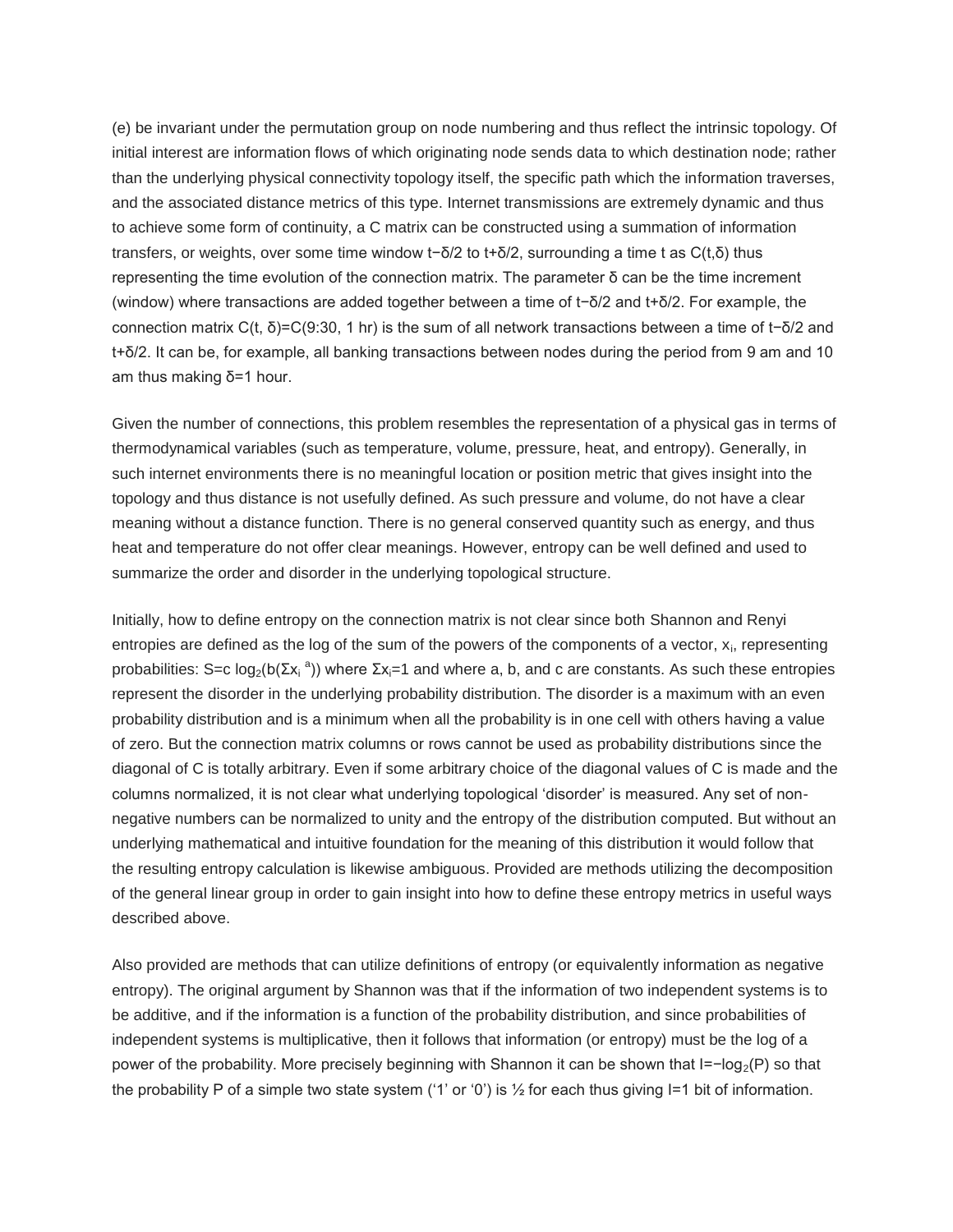(e) be invariant under the permutation group on node numbering and thus reflect the intrinsic topology. Of initial interest are information flows of which originating node sends data to which destination node; rather than the underlying physical connectivity topology itself, the specific path which the information traverses, and the associated distance metrics of this type. Internet transmissions are extremely dynamic and thus to achieve some form of continuity, a C matrix can be constructed using a summation of information transfers, or weights, over some time window $t-\delta/2$ to $t+\delta/2$, surrounding a time t as $C(t,\delta)$ thus representing the time evolution of the connection matrix. The parameter $\delta$ can be the time increment (window) where transactions are added together between a time of $t-\delta/2$ and $t+\delta/2$. For example, the connection matrix $C(t, \delta)=C(9{:}30, 1\text{ hr})$ is the sum of all network transactions between a time of $t-\delta/2$ and $t+\delta/2$. It can be, for example, all banking transactions between nodes during the period from 9 am and 10 am thus making $\delta=1$ hour.

Given the number of connections, this problem resembles the representation of a physical gas in terms of thermodynamical variables (such as temperature, volume, pressure, heat, and entropy). Generally, in such internet environments there is no meaningful location or position metric that gives insight into the topology and thus distance is not usefully defined. As such pressure and volume, do not have a clear meaning without a distance function. There is no general conserved quantity such as energy, and thus heat and temperature do not offer clear meanings. However, entropy can be well defined and used to summarize the order and disorder in the underlying topological structure.

Initially, how to define entropy on the connection matrix is not clear since both Shannon and Renyi entropies are defined as the log of the sum of the powers of the components of a vector, $x_i$, representing probabilities: $S=c \log_2(b(\Sigma x_i^{\ a}))$ where $\Sigma x_i=1$ and where a, b, and c are constants. As such these entropies represent the disorder in the underlying probability distribution. The disorder is a maximum with an even probability distribution and is a minimum when all the probability is in one cell with others having a value of zero. But the connection matrix columns or rows cannot be used as probability distributions since the diagonal of C is totally arbitrary. Even if some arbitrary choice of the diagonal values of C is made and the columns normalized, it is not clear what underlying topological 'disorder' is measured. Any set of non-negative numbers can be normalized to unity and the entropy of the distribution computed. But without an underlying mathematical and intuitive foundation for the meaning of this distribution it would follow that the resulting entropy calculation is likewise ambiguous. Provided are methods utilizing the decomposition of the general linear group in order to gain insight into how to define these entropy metrics in useful ways described above.

Also provided are methods that can utilize definitions of entropy (or equivalently information as negative entropy). The original argument by Shannon was that if the information of two independent systems is to be additive, and if the information is a function of the probability distribution, and since probabilities of independent systems is multiplicative, then it follows that information (or entropy) must be the log of a power of the probability. More precisely beginning with Shannon it can be shown that $I=-\log_2(P)$ so that the probability P of a simple two state system ('1' or '0') is ½ for each thus giving I=1 bit of information.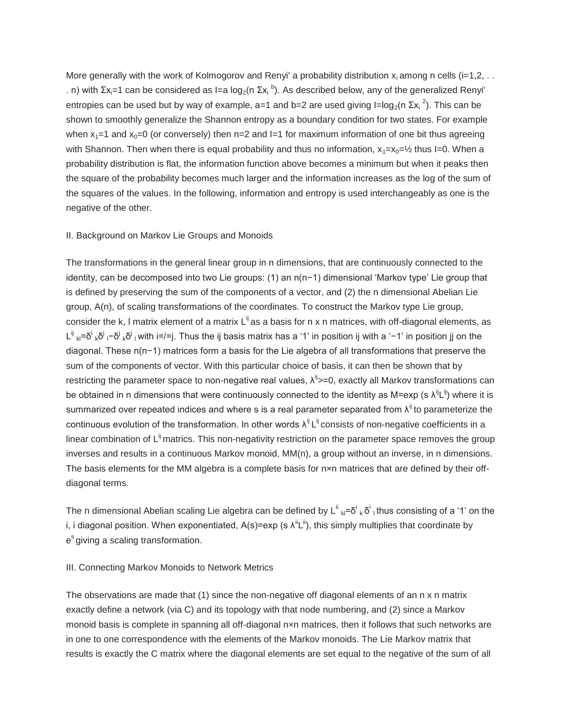More generally with the work of Kolmogorov and Renyi' a probability distribution $x_i$ among n cells (i=1,2, . . . n) with $\Sigma x_i=1$ can be considered as $I=a \log_2(n\ \Sigma x_i^{\ b})$. As described below, any of the generalized Renyi' entropies can be used but by way of example, a=1 and b=2 are used giving $I=\log_2(n\ \Sigma x_i^{\ 2})$. This can be shown to smoothly generalize the Shannon entropy as a boundary condition for two states. For example when $x_1=1$ and $x_0=0$ (or conversely) then n=2 and I=1 for maximum information of one bit thus agreeing with Shannon. Then when there is equal probability and thus no information, $x_1=x_0=½$ thus I=0. When a probability distribution is flat, the information function above becomes a minimum but when it peaks then the square of the probability becomes much larger and the information increases as the log of the sum of the squares of the values. In the following, information and entropy is used interchangeably as one is the negative of the other.

## II. Background on Markov Lie Groups and Monoids

The transformations in the general linear group in n dimensions, that are continuously connected to the identity, can be decomposed into two Lie groups: (1) an n(n−1) dimensional 'Markov type' Lie group that is defined by preserving the sum of the components of a vector, and (2) the n dimensional Abelian Lie group, A(n), of scaling transformations of the coordinates. To construct the Markov type Lie group, consider the k, l matrix element of a matrix $L^{ij}$ as a basis for n x n matrices, with off-diagonal elements, as $L^{ij}_{\ kl}=\delta^i_{\ k}\delta^j_{\ l}-\delta^j_{\ k}\delta^j_{\ l}$ with i=/=j. Thus the ij basis matrix has a '1' in position ij with a '−1' in position jj on the diagonal. These n(n−1) matrices form a basis for the Lie algebra of all transformations that preserve the sum of the components of vector. With this particular choice of basis, it can then be shown that by restricting the parameter space to non-negative real values, $\lambda^{ij}>=0$, exactly all Markov transformations can be obtained in n dimensions that were continuously connected to the identity as $M=\exp(s\ \lambda^{ij}L^{ij})$ where it is summarized over repeated indices and where s is a real parameter separated from $\lambda^{ij}$ to parameterize the continuous evolution of the transformation. In other words $\lambda^{ij} L^{ij}$ consists of non-negative coefficients in a linear combination of $L^{ij}$ matrics. This non-negativity restriction on the parameter space removes the group inverses and results in a continuous Markov monoid, MM(n), a group without an inverse, in n dimensions. The basis elements for the MM algebra is a complete basis for n×n matrices that are defined by their off-diagonal terms.

The n dimensional Abelian scaling Lie algebra can be defined by $L^{ii}_{\ kl}=\delta^i_{\ k}\,\delta^i_{\ l}$ thus consisting of a '1' on the i, i diagonal position. When exponentiated, $A(s)=\exp(s\ \lambda^{ii}L^{ii})$, this simply multiplies that coordinate by $e^s$ giving a scaling transformation.

## III. Connecting Markov Monoids to Network Metrics

The observations are made that (1) since the non-negative off diagonal elements of an n x n matrix exactly define a network (via C) and its topology with that node numbering, and (2) since a Markov monoid basis is complete in spanning all off-diagonal n×n matrices, then it follows that such networks are in one to one correspondence with the elements of the Markov monoids. The Lie Markov matrix that results is exactly the C matrix where the diagonal elements are set equal to the negative of the sum of all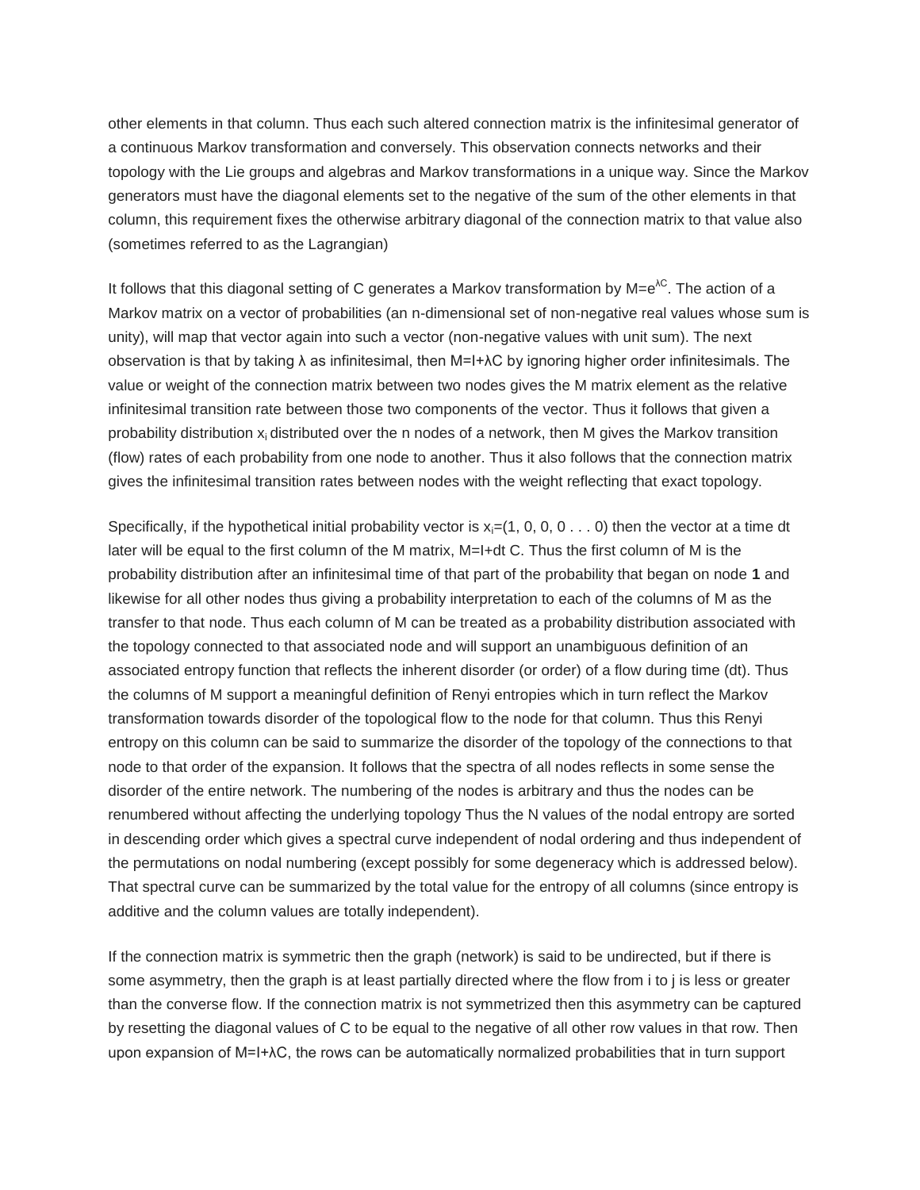other elements in that column. Thus each such altered connection matrix is the infinitesimal generator of a continuous Markov transformation and conversely. This observation connects networks and their topology with the Lie groups and algebras and Markov transformations in a unique way. Since the Markov generators must have the diagonal elements set to the negative of the sum of the other elements in that column, this requirement fixes the otherwise arbitrary diagonal of the connection matrix to that value also (sometimes referred to as the Lagrangian)

It follows that this diagonal setting of C generates a Markov transformation by $M=e^{\lambda C}$. The action of a Markov matrix on a vector of probabilities (an n-dimensional set of non-negative real values whose sum is unity), will map that vector again into such a vector (non-negative values with unit sum). The next observation is that by taking λ as infinitesimal, then $M=I+\lambda C$ by ignoring higher order infinitesimals. The value or weight of the connection matrix between two nodes gives the M matrix element as the relative infinitesimal transition rate between those two components of the vector. Thus it follows that given a probability distribution $x_i$ distributed over the n nodes of a network, then M gives the Markov transition (flow) rates of each probability from one node to another. Thus it also follows that the connection matrix gives the infinitesimal transition rates between nodes with the weight reflecting that exact topology.

Specifically, if the hypothetical initial probability vector is $x_i=(1, 0, 0, 0 \ldots 0)$ then the vector at a time dt later will be equal to the first column of the M matrix, $M=I+dt\, C$. Thus the first column of M is the probability distribution after an infinitesimal time of that part of the probability that began on node **1** and likewise for all other nodes thus giving a probability interpretation to each of the columns of M as the transfer to that node. Thus each column of M can be treated as a probability distribution associated with the topology connected to that associated node and will support an unambiguous definition of an associated entropy function that reflects the inherent disorder (or order) of a flow during time (dt). Thus the columns of M support a meaningful definition of Renyi entropies which in turn reflect the Markov transformation towards disorder of the topological flow to the node for that column. Thus this Renyi entropy on this column can be said to summarize the disorder of the topology of the connections to that node to that order of the expansion. It follows that the spectra of all nodes reflects in some sense the disorder of the entire network. The numbering of the nodes is arbitrary and thus the nodes can be renumbered without affecting the underlying topology Thus the N values of the nodal entropy are sorted in descending order which gives a spectral curve independent of nodal ordering and thus independent of the permutations on nodal numbering (except possibly for some degeneracy which is addressed below). That spectral curve can be summarized by the total value for the entropy of all columns (since entropy is additive and the column values are totally independent).

If the connection matrix is symmetric then the graph (network) is said to be undirected, but if there is some asymmetry, then the graph is at least partially directed where the flow from i to j is less or greater than the converse flow. If the connection matrix is not symmetrized then this asymmetry can be captured by resetting the diagonal values of C to be equal to the negative of all other row values in that row. Then upon expansion of $M=I+\lambda C$, the rows can be automatically normalized probabilities that in turn support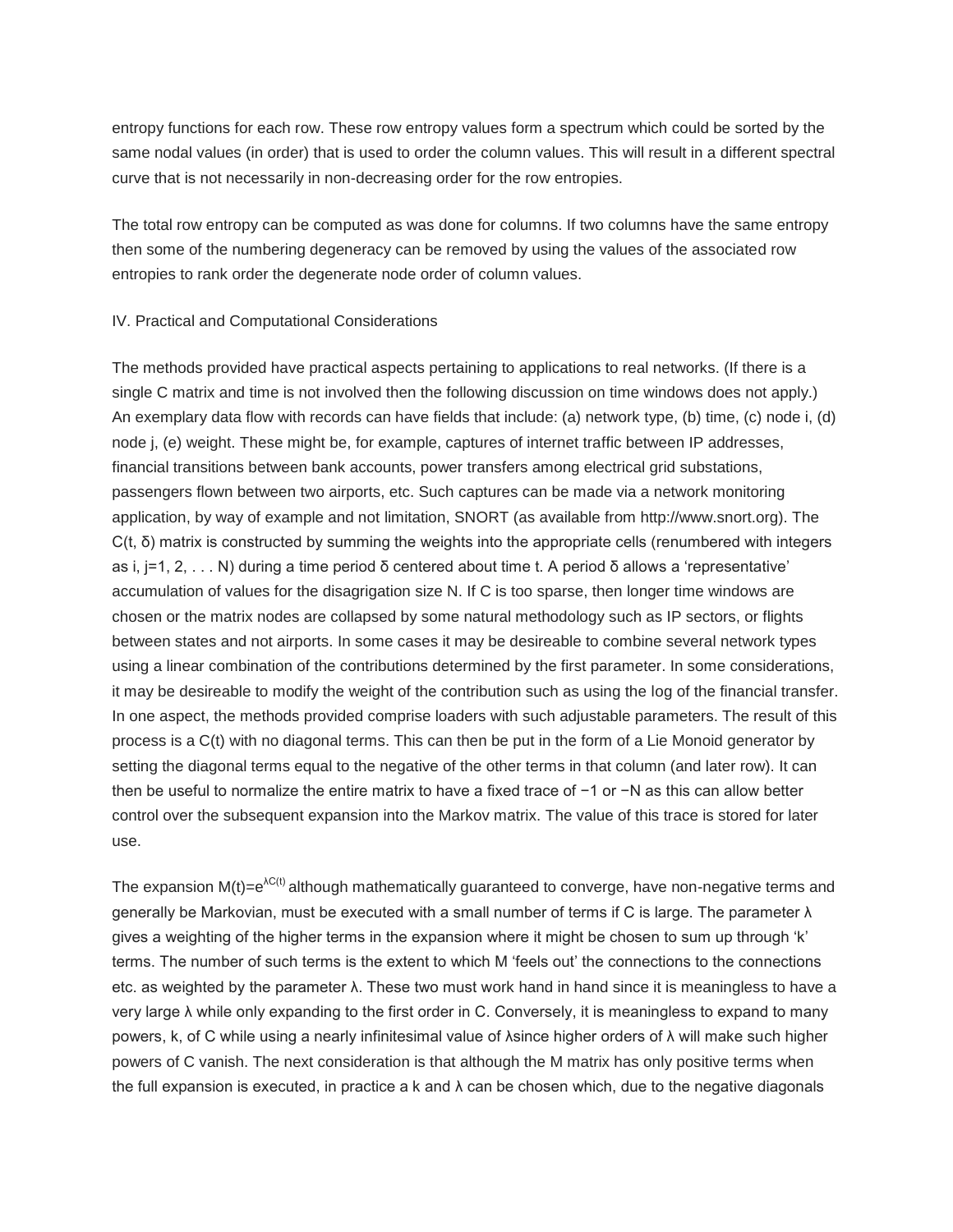entropy functions for each row. These row entropy values form a spectrum which could be sorted by the same nodal values (in order) that is used to order the column values. This will result in a different spectral curve that is not necessarily in non-decreasing order for the row entropies.

The total row entropy can be computed as was done for columns. If two columns have the same entropy then some of the numbering degeneracy can be removed by using the values of the associated row entropies to rank order the degenerate node order of column values.

## IV. Practical and Computational Considerations

The methods provided have practical aspects pertaining to applications to real networks. (If there is a single C matrix and time is not involved then the following discussion on time windows does not apply.) An exemplary data flow with records can have fields that include: (a) network type, (b) time, (c) node i, (d) node j, (e) weight. These might be, for example, captures of internet traffic between IP addresses, financial transitions between bank accounts, power transfers among electrical grid substations, passengers flown between two airports, etc. Such captures can be made via a network monitoring application, by way of example and not limitation, SNORT (as available from http://www.snort.org). The $C(t, \delta)$ matrix is constructed by summing the weights into the appropriate cells (renumbered with integers as $i, j=1, 2, \ldots N$) during a time period $\delta$ centered about time t. A period $\delta$ allows a 'representative' accumulation of values for the disagrigation size N. If C is too sparse, then longer time windows are chosen or the matrix nodes are collapsed by some natural methodology such as IP sectors, or flights between states and not airports. In some cases it may be desireable to combine several network types using a linear combination of the contributions determined by the first parameter. In some considerations, it may be desireable to modify the weight of the contribution such as using the log of the financial transfer. In one aspect, the methods provided comprise loaders with such adjustable parameters. The result of this process is a C(t) with no diagonal terms. This can then be put in the form of a Lie Monoid generator by setting the diagonal terms equal to the negative of the other terms in that column (and later row). It can then be useful to normalize the entire matrix to have a fixed trace of $-1$ or $-N$ as this can allow better control over the subsequent expansion into the Markov matrix. The value of this trace is stored for later use.

The expansion $M(t)=e^{\lambda C(t)}$ although mathematically guaranteed to converge, have non-negative terms and generally be Markovian, must be executed with a small number of terms if C is large. The parameter $\lambda$ gives a weighting of the higher terms in the expansion where it might be chosen to sum up through 'k' terms. The number of such terms is the extent to which M 'feels out' the connections to the connections etc. as weighted by the parameter $\lambda$. These two must work hand in hand since it is meaningless to have a very large $\lambda$ while only expanding to the first order in C. Conversely, it is meaningless to expand to many powers, k, of C while using a nearly infinitesimal value of $\lambda$since higher orders of $\lambda$ will make such higher powers of C vanish. The next consideration is that although the M matrix has only positive terms when the full expansion is executed, in practice a k and $\lambda$ can be chosen which, due to the negative diagonals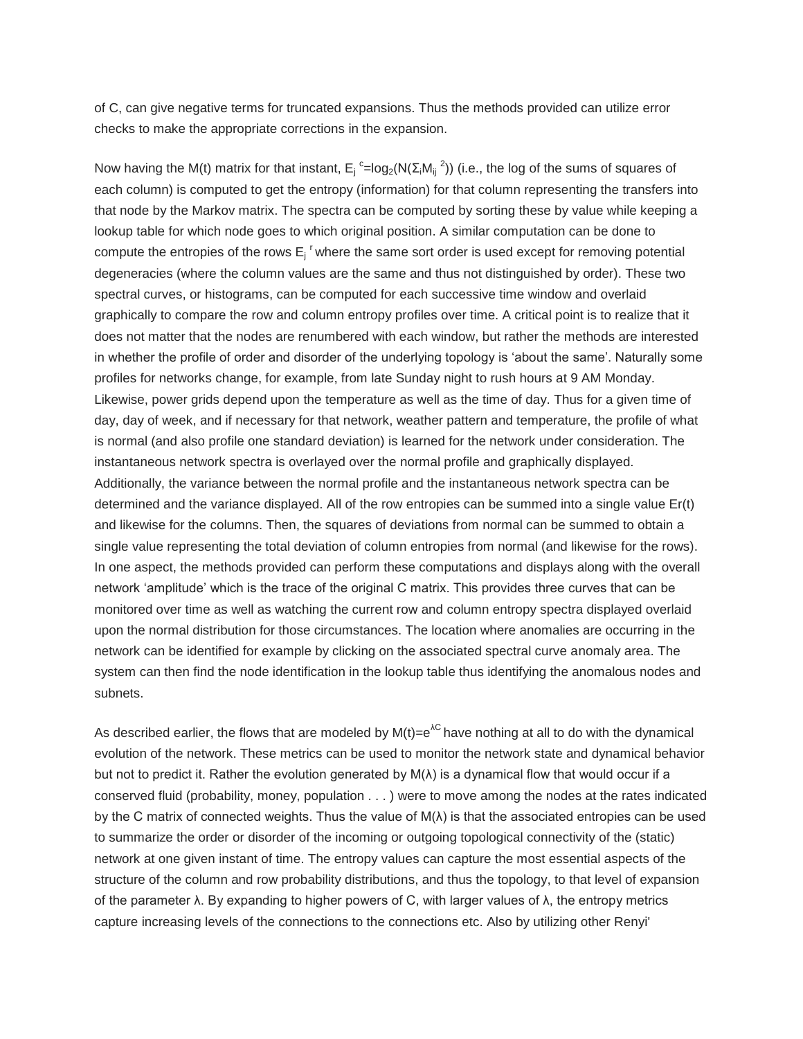of C, can give negative terms for truncated expansions. Thus the methods provided can utilize error checks to make the appropriate corrections in the expansion.

Now having the M(t) matrix for that instant, $E_j^{\,c}=\log_2(N(\Sigma_i M_{ij}^{\;2}))$ (i.e., the log of the sums of squares of each column) is computed to get the entropy (information) for that column representing the transfers into that node by the Markov matrix. The spectra can be computed by sorting these by value while keeping a lookup table for which node goes to which original position. A similar computation can be done to compute the entropies of the rows $E_j^{\,r}$ where the same sort order is used except for removing potential degeneracies (where the column values are the same and thus not distinguished by order). These two spectral curves, or histograms, can be computed for each successive time window and overlaid graphically to compare the row and column entropy profiles over time. A critical point is to realize that it does not matter that the nodes are renumbered with each window, but rather the methods are interested in whether the profile of order and disorder of the underlying topology is 'about the same'. Naturally some profiles for networks change, for example, from late Sunday night to rush hours at 9 AM Monday. Likewise, power grids depend upon the temperature as well as the time of day. Thus for a given time of day, day of week, and if necessary for that network, weather pattern and temperature, the profile of what is normal (and also profile one standard deviation) is learned for the network under consideration. The instantaneous network spectra is overlayed over the normal profile and graphically displayed. Additionally, the variance between the normal profile and the instantaneous network spectra can be determined and the variance displayed. All of the row entropies can be summed into a single value Er(t) and likewise for the columns. Then, the squares of deviations from normal can be summed to obtain a single value representing the total deviation of column entropies from normal (and likewise for the rows). In one aspect, the methods provided can perform these computations and displays along with the overall network 'amplitude' which is the trace of the original C matrix. This provides three curves that can be monitored over time as well as watching the current row and column entropy spectra displayed overlaid upon the normal distribution for those circumstances. The location where anomalies are occurring in the network can be identified for example by clicking on the associated spectral curve anomaly area. The system can then find the node identification in the lookup table thus identifying the anomalous nodes and subnets.

As described earlier, the flows that are modeled by $M(t)=e^{\lambda C}$ have nothing at all to do with the dynamical evolution of the network. These metrics can be used to monitor the network state and dynamical behavior but not to predict it. Rather the evolution generated by M(λ) is a dynamical flow that would occur if a conserved fluid (probability, money, population . . . ) were to move among the nodes at the rates indicated by the C matrix of connected weights. Thus the value of M(λ) is that the associated entropies can be used to summarize the order or disorder of the incoming or outgoing topological connectivity of the (static) network at one given instant of time. The entropy values can capture the most essential aspects of the structure of the column and row probability distributions, and thus the topology, to that level of expansion of the parameter λ. By expanding to higher powers of C, with larger values of λ, the entropy metrics capture increasing levels of the connections to the connections etc. Also by utilizing other Renyi'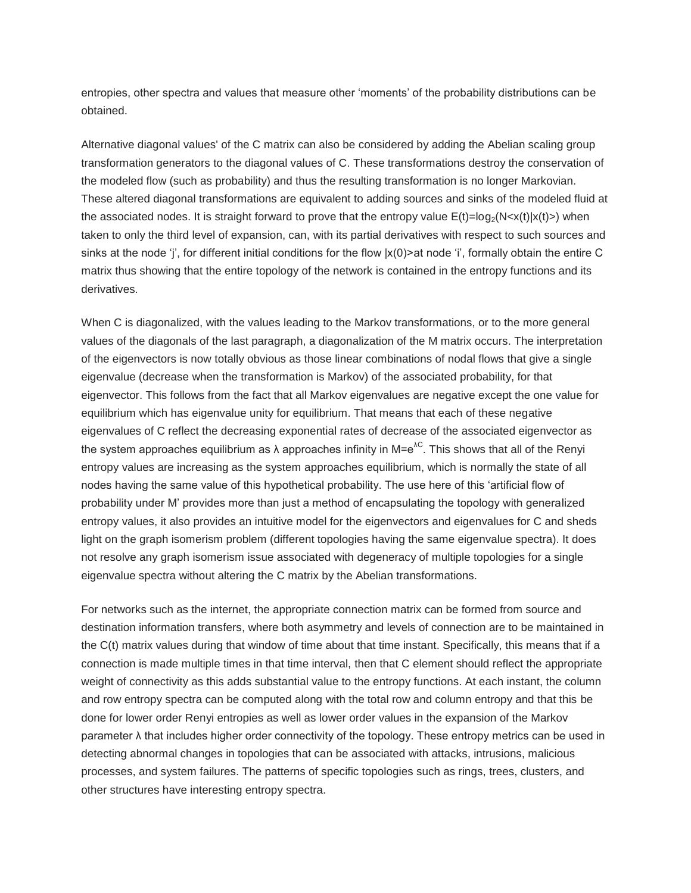entropies, other spectra and values that measure other 'moments' of the probability distributions can be obtained.

Alternative diagonal values' of the C matrix can also be considered by adding the Abelian scaling group transformation generators to the diagonal values of C. These transformations destroy the conservation of the modeled flow (such as probability) and thus the resulting transformation is no longer Markovian. These altered diagonal transformations are equivalent to adding sources and sinks of the modeled fluid at the associated nodes. It is straight forward to prove that the entropy value $E(t)=\log_2(N<x(t)|x(t)>)$ when taken to only the third level of expansion, can, with its partial derivatives with respect to such sources and sinks at the node 'j', for different initial conditions for the flow $|x(0)>$at node 'i', formally obtain the entire C matrix thus showing that the entire topology of the network is contained in the entropy functions and its derivatives.

When C is diagonalized, with the values leading to the Markov transformations, or to the more general values of the diagonals of the last paragraph, a diagonalization of the M matrix occurs. The interpretation of the eigenvectors is now totally obvious as those linear combinations of nodal flows that give a single eigenvalue (decrease when the transformation is Markov) of the associated probability, for that eigenvector. This follows from the fact that all Markov eigenvalues are negative except the one value for equilibrium which has eigenvalue unity for equilibrium. That means that each of these negative eigenvalues of C reflect the decreasing exponential rates of decrease of the associated eigenvector as the system approaches equilibrium as λ approaches infinity in $M=e^{\lambda C}$. This shows that all of the Renyi entropy values are increasing as the system approaches equilibrium, which is normally the state of all nodes having the same value of this hypothetical probability. The use here of this 'artificial flow of probability under M' provides more than just a method of encapsulating the topology with generalized entropy values, it also provides an intuitive model for the eigenvectors and eigenvalues for C and sheds light on the graph isomerism problem (different topologies having the same eigenvalue spectra). It does not resolve any graph isomerism issue associated with degeneracy of multiple topologies for a single eigenvalue spectra without altering the C matrix by the Abelian transformations.

For networks such as the internet, the appropriate connection matrix can be formed from source and destination information transfers, where both asymmetry and levels of connection are to be maintained in the C(t) matrix values during that window of time about that time instant. Specifically, this means that if a connection is made multiple times in that time interval, then that C element should reflect the appropriate weight of connectivity as this adds substantial value to the entropy functions. At each instant, the column and row entropy spectra can be computed along with the total row and column entropy and that this be done for lower order Renyi entropies as well as lower order values in the expansion of the Markov parameter λ that includes higher order connectivity of the topology. These entropy metrics can be used in detecting abnormal changes in topologies that can be associated with attacks, intrusions, malicious processes, and system failures. The patterns of specific topologies such as rings, trees, clusters, and other structures have interesting entropy spectra.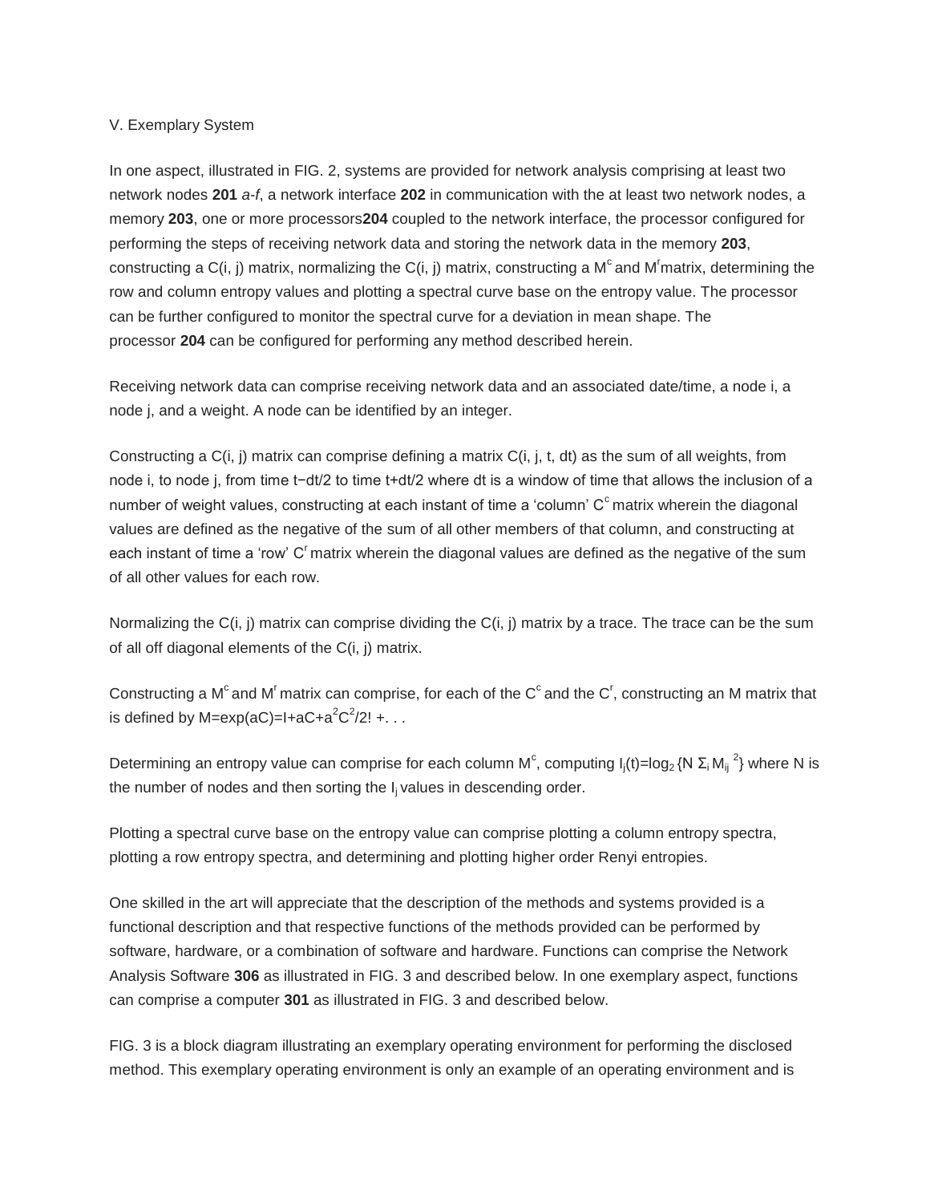V. Exemplary System

In one aspect, illustrated in FIG. 2, systems are provided for network analysis comprising at least two network nodes **201** *a-f*, a network interface **202** in communication with the at least two network nodes, a memory **203**, one or more processors**204** coupled to the network interface, the processor configured for performing the steps of receiving network data and storing the network data in the memory **203**, constructing a C(i, j) matrix, normalizing the C(i, j) matrix, constructing a $M^c$ and $M^r$matrix, determining the row and column entropy values and plotting a spectral curve base on the entropy value. The processor can be further configured to monitor the spectral curve for a deviation in mean shape. The processor **204** can be configured for performing any method described herein.

Receiving network data can comprise receiving network data and an associated date/time, a node i, a node j, and a weight. A node can be identified by an integer.

Constructing a C(i, j) matrix can comprise defining a matrix C(i, j, t, dt) as the sum of all weights, from node i, to node j, from time $t-dt/2$ to time $t+dt/2$ where dt is a window of time that allows the inclusion of a number of weight values, constructing at each instant of time a 'column' $C^c$ matrix wherein the diagonal values are defined as the negative of the sum of all other members of that column, and constructing at each instant of time a 'row' $C^r$ matrix wherein the diagonal values are defined as the negative of the sum of all other values for each row.

Normalizing the C(i, j) matrix can comprise dividing the C(i, j) matrix by a trace. The trace can be the sum of all off diagonal elements of the C(i, j) matrix.

Constructing a $M^c$ and $M^r$ matrix can comprise, for each of the $C^c$ and the $C^r$, constructing an M matrix that is defined by $M=\exp(aC)=I+aC+a^2C^2/2!+\ldots$

Determining an entropy value can comprise for each column $M^c$, computing $I_j(t)=\log_2\{N\,\Sigma_i M_{ij}^{\,2}\}$ where N is the number of nodes and then sorting the $I_j$ values in descending order.

Plotting a spectral curve base on the entropy value can comprise plotting a column entropy spectra, plotting a row entropy spectra, and determining and plotting higher order Renyi entropies.

One skilled in the art will appreciate that the description of the methods and systems provided is a functional description and that respective functions of the methods provided can be performed by software, hardware, or a combination of software and hardware. Functions can comprise the Network Analysis Software **306** as illustrated in FIG. 3 and described below. In one exemplary aspect, functions can comprise a computer **301** as illustrated in FIG. 3 and described below.

FIG. 3 is a block diagram illustrating an exemplary operating environment for performing the disclosed method. This exemplary operating environment is only an example of an operating environment and is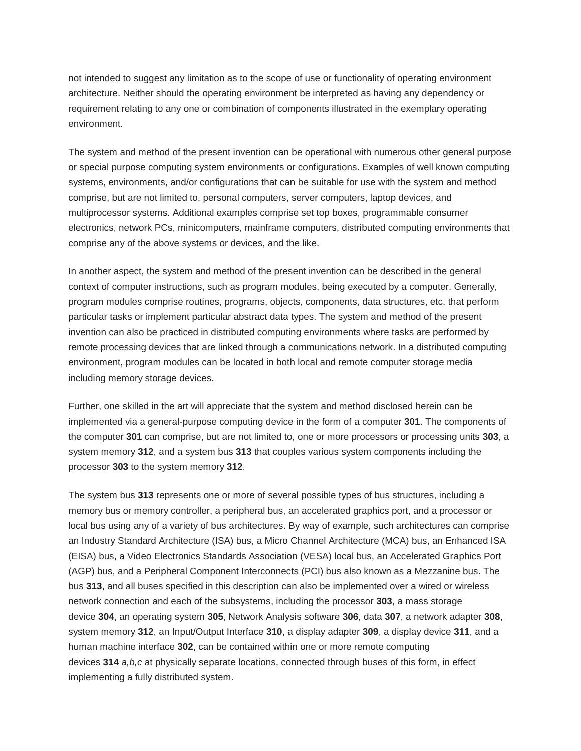not intended to suggest any limitation as to the scope of use or functionality of operating environment architecture. Neither should the operating environment be interpreted as having any dependency or requirement relating to any one or combination of components illustrated in the exemplary operating environment.

The system and method of the present invention can be operational with numerous other general purpose or special purpose computing system environments or configurations. Examples of well known computing systems, environments, and/or configurations that can be suitable for use with the system and method comprise, but are not limited to, personal computers, server computers, laptop devices, and multiprocessor systems. Additional examples comprise set top boxes, programmable consumer electronics, network PCs, minicomputers, mainframe computers, distributed computing environments that comprise any of the above systems or devices, and the like.

In another aspect, the system and method of the present invention can be described in the general context of computer instructions, such as program modules, being executed by a computer. Generally, program modules comprise routines, programs, objects, components, data structures, etc. that perform particular tasks or implement particular abstract data types. The system and method of the present invention can also be practiced in distributed computing environments where tasks are performed by remote processing devices that are linked through a communications network. In a distributed computing environment, program modules can be located in both local and remote computer storage media including memory storage devices.

Further, one skilled in the art will appreciate that the system and method disclosed herein can be implemented via a general-purpose computing device in the form of a computer **301**. The components of the computer **301** can comprise, but are not limited to, one or more processors or processing units **303**, a system memory **312**, and a system bus **313** that couples various system components including the processor **303** to the system memory **312**.

The system bus **313** represents one or more of several possible types of bus structures, including a memory bus or memory controller, a peripheral bus, an accelerated graphics port, and a processor or local bus using any of a variety of bus architectures. By way of example, such architectures can comprise an Industry Standard Architecture (ISA) bus, a Micro Channel Architecture (MCA) bus, an Enhanced ISA (EISA) bus, a Video Electronics Standards Association (VESA) local bus, an Accelerated Graphics Port (AGP) bus, and a Peripheral Component Interconnects (PCI) bus also known as a Mezzanine bus. The bus **313**, and all buses specified in this description can also be implemented over a wired or wireless network connection and each of the subsystems, including the processor **303**, a mass storage device **304**, an operating system **305**, Network Analysis software **306**, data **307**, a network adapter **308**, system memory **312**, an Input/Output Interface **310**, a display adapter **309**, a display device **311**, and a human machine interface **302**, can be contained within one or more remote computing devices **314** *a,b,c* at physically separate locations, connected through buses of this form, in effect implementing a fully distributed system.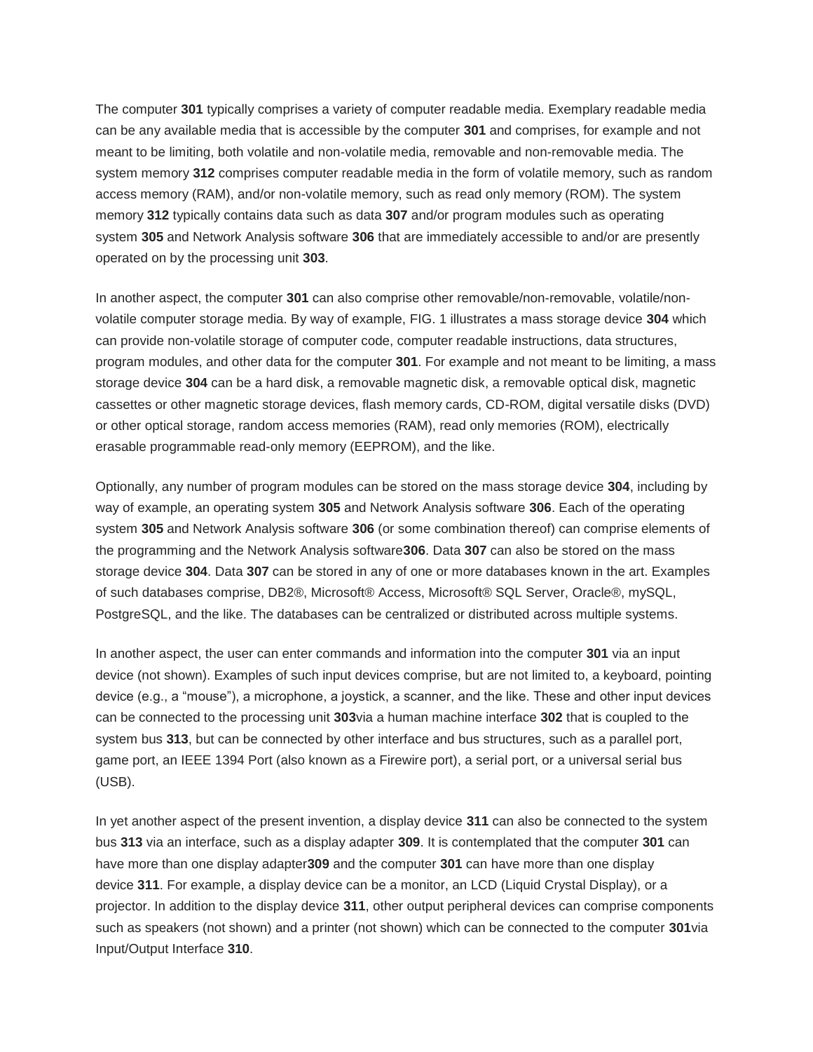The computer **301** typically comprises a variety of computer readable media. Exemplary readable media can be any available media that is accessible by the computer **301** and comprises, for example and not meant to be limiting, both volatile and non-volatile media, removable and non-removable media. The system memory **312** comprises computer readable media in the form of volatile memory, such as random access memory (RAM), and/or non-volatile memory, such as read only memory (ROM). The system memory **312** typically contains data such as data **307** and/or program modules such as operating system **305** and Network Analysis software **306** that are immediately accessible to and/or are presently operated on by the processing unit **303**.

In another aspect, the computer **301** can also comprise other removable/non-removable, volatile/non-volatile computer storage media. By way of example, FIG. 1 illustrates a mass storage device **304** which can provide non-volatile storage of computer code, computer readable instructions, data structures, program modules, and other data for the computer **301**. For example and not meant to be limiting, a mass storage device **304** can be a hard disk, a removable magnetic disk, a removable optical disk, magnetic cassettes or other magnetic storage devices, flash memory cards, CD-ROM, digital versatile disks (DVD) or other optical storage, random access memories (RAM), read only memories (ROM), electrically erasable programmable read-only memory (EEPROM), and the like.

Optionally, any number of program modules can be stored on the mass storage device **304**, including by way of example, an operating system **305** and Network Analysis software **306**. Each of the operating system **305** and Network Analysis software **306** (or some combination thereof) can comprise elements of the programming and the Network Analysis software**306**. Data **307** can also be stored on the mass storage device **304**. Data **307** can be stored in any of one or more databases known in the art. Examples of such databases comprise, DB2®, Microsoft® Access, Microsoft® SQL Server, Oracle®, mySQL, PostgreSQL, and the like. The databases can be centralized or distributed across multiple systems.

In another aspect, the user can enter commands and information into the computer **301** via an input device (not shown). Examples of such input devices comprise, but are not limited to, a keyboard, pointing device (e.g., a "mouse"), a microphone, a joystick, a scanner, and the like. These and other input devices can be connected to the processing unit **303**via a human machine interface **302** that is coupled to the system bus **313**, but can be connected by other interface and bus structures, such as a parallel port, game port, an IEEE 1394 Port (also known as a Firewire port), a serial port, or a universal serial bus (USB).

In yet another aspect of the present invention, a display device **311** can also be connected to the system bus **313** via an interface, such as a display adapter **309**. It is contemplated that the computer **301** can have more than one display adapter**309** and the computer **301** can have more than one display device **311**. For example, a display device can be a monitor, an LCD (Liquid Crystal Display), or a projector. In addition to the display device **311**, other output peripheral devices can comprise components such as speakers (not shown) and a printer (not shown) which can be connected to the computer **301**via Input/Output Interface **310**.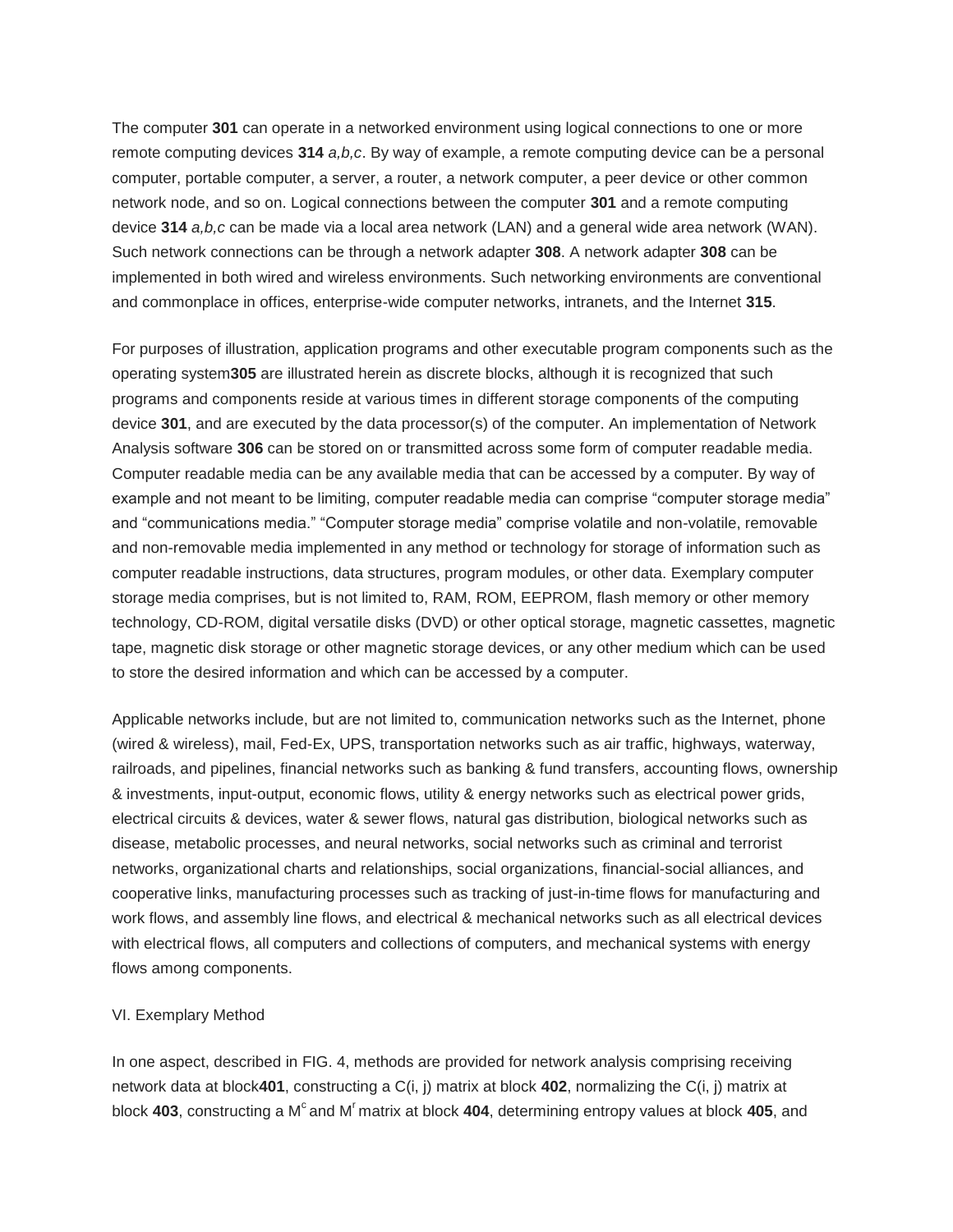The computer **301** can operate in a networked environment using logical connections to one or more remote computing devices **314** *a,b,c*. By way of example, a remote computing device can be a personal computer, portable computer, a server, a router, a network computer, a peer device or other common network node, and so on. Logical connections between the computer **301** and a remote computing device **314** *a,b,c* can be made via a local area network (LAN) and a general wide area network (WAN). Such network connections can be through a network adapter **308**. A network adapter **308** can be implemented in both wired and wireless environments. Such networking environments are conventional and commonplace in offices, enterprise-wide computer networks, intranets, and the Internet **315**.

For purposes of illustration, application programs and other executable program components such as the operating system**305** are illustrated herein as discrete blocks, although it is recognized that such programs and components reside at various times in different storage components of the computing device **301**, and are executed by the data processor(s) of the computer. An implementation of Network Analysis software **306** can be stored on or transmitted across some form of computer readable media. Computer readable media can be any available media that can be accessed by a computer. By way of example and not meant to be limiting, computer readable media can comprise "computer storage media" and "communications media." "Computer storage media" comprise volatile and non-volatile, removable and non-removable media implemented in any method or technology for storage of information such as computer readable instructions, data structures, program modules, or other data. Exemplary computer storage media comprises, but is not limited to, RAM, ROM, EEPROM, flash memory or other memory technology, CD-ROM, digital versatile disks (DVD) or other optical storage, magnetic cassettes, magnetic tape, magnetic disk storage or other magnetic storage devices, or any other medium which can be used to store the desired information and which can be accessed by a computer.

Applicable networks include, but are not limited to, communication networks such as the Internet, phone (wired & wireless), mail, Fed-Ex, UPS, transportation networks such as air traffic, highways, waterway, railroads, and pipelines, financial networks such as banking & fund transfers, accounting flows, ownership & investments, input-output, economic flows, utility & energy networks such as electrical power grids, electrical circuits & devices, water & sewer flows, natural gas distribution, biological networks such as disease, metabolic processes, and neural networks, social networks such as criminal and terrorist networks, organizational charts and relationships, social organizations, financial-social alliances, and cooperative links, manufacturing processes such as tracking of just-in-time flows for manufacturing and work flows, and assembly line flows, and electrical & mechanical networks such as all electrical devices with electrical flows, all computers and collections of computers, and mechanical systems with energy flows among components.

VI. Exemplary Method

In one aspect, described in FIG. 4, methods are provided for network analysis comprising receiving network data at block**401**, constructing a C(i, j) matrix at block **402**, normalizing the C(i, j) matrix at block **403**, constructing a $M^c$ and $M^r$ matrix at block **404**, determining entropy values at block **405**, and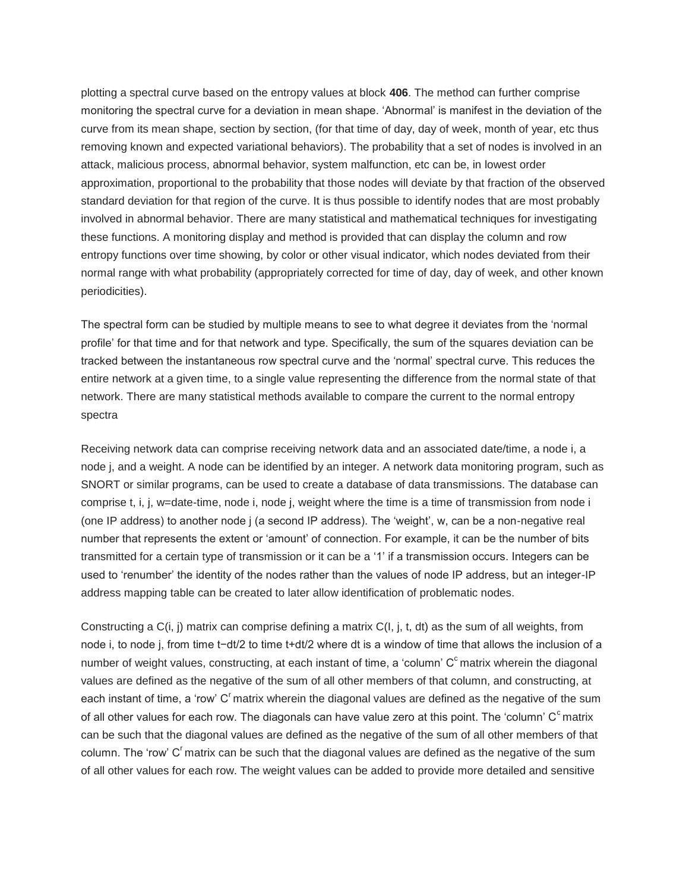plotting a spectral curve based on the entropy values at block **406**. The method can further comprise monitoring the spectral curve for a deviation in mean shape. 'Abnormal' is manifest in the deviation of the curve from its mean shape, section by section, (for that time of day, day of week, month of year, etc thus removing known and expected variational behaviors). The probability that a set of nodes is involved in an attack, malicious process, abnormal behavior, system malfunction, etc can be, in lowest order approximation, proportional to the probability that those nodes will deviate by that fraction of the observed standard deviation for that region of the curve. It is thus possible to identify nodes that are most probably involved in abnormal behavior. There are many statistical and mathematical techniques for investigating these functions. A monitoring display and method is provided that can display the column and row entropy functions over time showing, by color or other visual indicator, which nodes deviated from their normal range with what probability (appropriately corrected for time of day, day of week, and other known periodicities).

The spectral form can be studied by multiple means to see to what degree it deviates from the 'normal profile' for that time and for that network and type. Specifically, the sum of the squares deviation can be tracked between the instantaneous row spectral curve and the 'normal' spectral curve. This reduces the entire network at a given time, to a single value representing the difference from the normal state of that network. There are many statistical methods available to compare the current to the normal entropy spectra

Receiving network data can comprise receiving network data and an associated date/time, a node i, a node j, and a weight. A node can be identified by an integer. A network data monitoring program, such as SNORT or similar programs, can be used to create a database of data transmissions. The database can comprise t, i, j, w=date-time, node i, node j, weight where the time is a time of transmission from node i (one IP address) to another node j (a second IP address). The 'weight', w, can be a non-negative real number that represents the extent or 'amount' of connection. For example, it can be the number of bits transmitted for a certain type of transmission or it can be a '1' if a transmission occurs. Integers can be used to 'renumber' the identity of the nodes rather than the values of node IP address, but an integer-IP address mapping table can be created to later allow identification of problematic nodes.

Constructing a C(i, j) matrix can comprise defining a matrix C(I, j, t, dt) as the sum of all weights, from node i, to node j, from time $t-dt/2$ to time $t+dt/2$ where dt is a window of time that allows the inclusion of a number of weight values, constructing, at each instant of time, a 'column' $C^c$ matrix wherein the diagonal values are defined as the negative of the sum of all other members of that column, and constructing, at each instant of time, a 'row' $C^r$ matrix wherein the diagonal values are defined as the negative of the sum of all other values for each row. The diagonals can have value zero at this point. The 'column' $C^c$ matrix can be such that the diagonal values are defined as the negative of the sum of all other members of that column. The 'row' $C^r$ matrix can be such that the diagonal values are defined as the negative of the sum of all other values for each row. The weight values can be added to provide more detailed and sensitive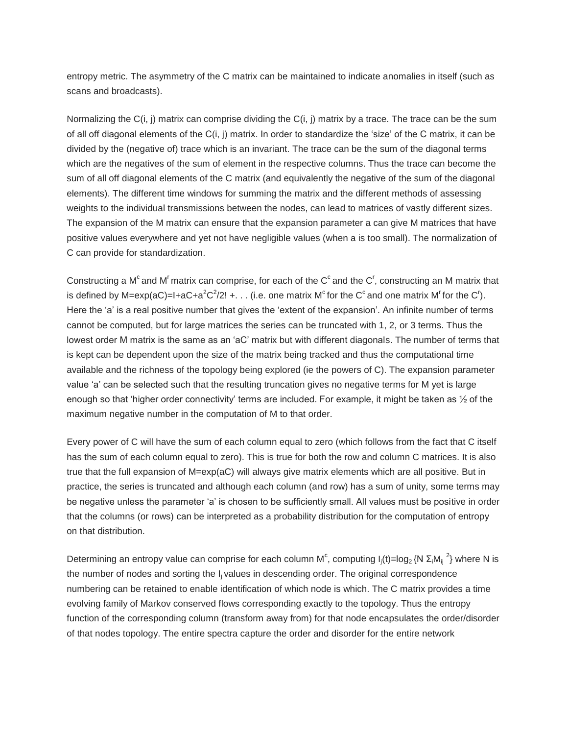entropy metric. The asymmetry of the C matrix can be maintained to indicate anomalies in itself (such as scans and broadcasts).

Normalizing the C(i, j) matrix can comprise dividing the C(i, j) matrix by a trace. The trace can be the sum of all off diagonal elements of the C(i, j) matrix. In order to standardize the 'size' of the C matrix, it can be divided by the (negative of) trace which is an invariant. The trace can be the sum of the diagonal terms which are the negatives of the sum of element in the respective columns. Thus the trace can become the sum of all off diagonal elements of the C matrix (and equivalently the negative of the sum of the diagonal elements). The different time windows for summing the matrix and the different methods of assessing weights to the individual transmissions between the nodes, can lead to matrices of vastly different sizes. The expansion of the M matrix can ensure that the expansion parameter a can give M matrices that have positive values everywhere and yet not have negligible values (when a is too small). The normalization of C can provide for standardization.

Constructing a $M^c$ and $M^r$ matrix can comprise, for each of the $C^c$ and the $C^r$, constructing an M matrix that is defined by $M=\exp(aC)=I+aC+a^2C^2/2!+...$ (i.e. one matrix $M^c$ for the $C^c$ and one matrix $M^r$ for the $C^r$). Here the 'a' is a real positive number that gives the 'extent of the expansion'. An infinite number of terms cannot be computed, but for large matrices the series can be truncated with 1, 2, or 3 terms. Thus the lowest order M matrix is the same as an 'aC' matrix but with different diagonals. The number of terms that is kept can be dependent upon the size of the matrix being tracked and thus the computational time available and the richness of the topology being explored (ie the powers of C). The expansion parameter value 'a' can be selected such that the resulting truncation gives no negative terms for M yet is large enough so that 'higher order connectivity' terms are included. For example, it might be taken as ½ of the maximum negative number in the computation of M to that order.

Every power of C will have the sum of each column equal to zero (which follows from the fact that C itself has the sum of each column equal to zero). This is true for both the row and column C matrices. It is also true that the full expansion of M=exp(aC) will always give matrix elements which are all positive. But in practice, the series is truncated and although each column (and row) has a sum of unity, some terms may be negative unless the parameter 'a' is chosen to be sufficiently small. All values must be positive in order that the columns (or rows) can be interpreted as a probability distribution for the computation of entropy on that distribution.

Determining an entropy value can comprise for each column $M^c$, computing $I_j(t)=\log_2\{N\ \Sigma_i M_{ij}^{\ 2}\}$ where N is the number of nodes and sorting the $I_j$ values in descending order. The original correspondence numbering can be retained to enable identification of which node is which. The C matrix provides a time evolving family of Markov conserved flows corresponding exactly to the topology. Thus the entropy function of the corresponding column (transform away from) for that node encapsulates the order/disorder of that nodes topology. The entire spectra capture the order and disorder for the entire network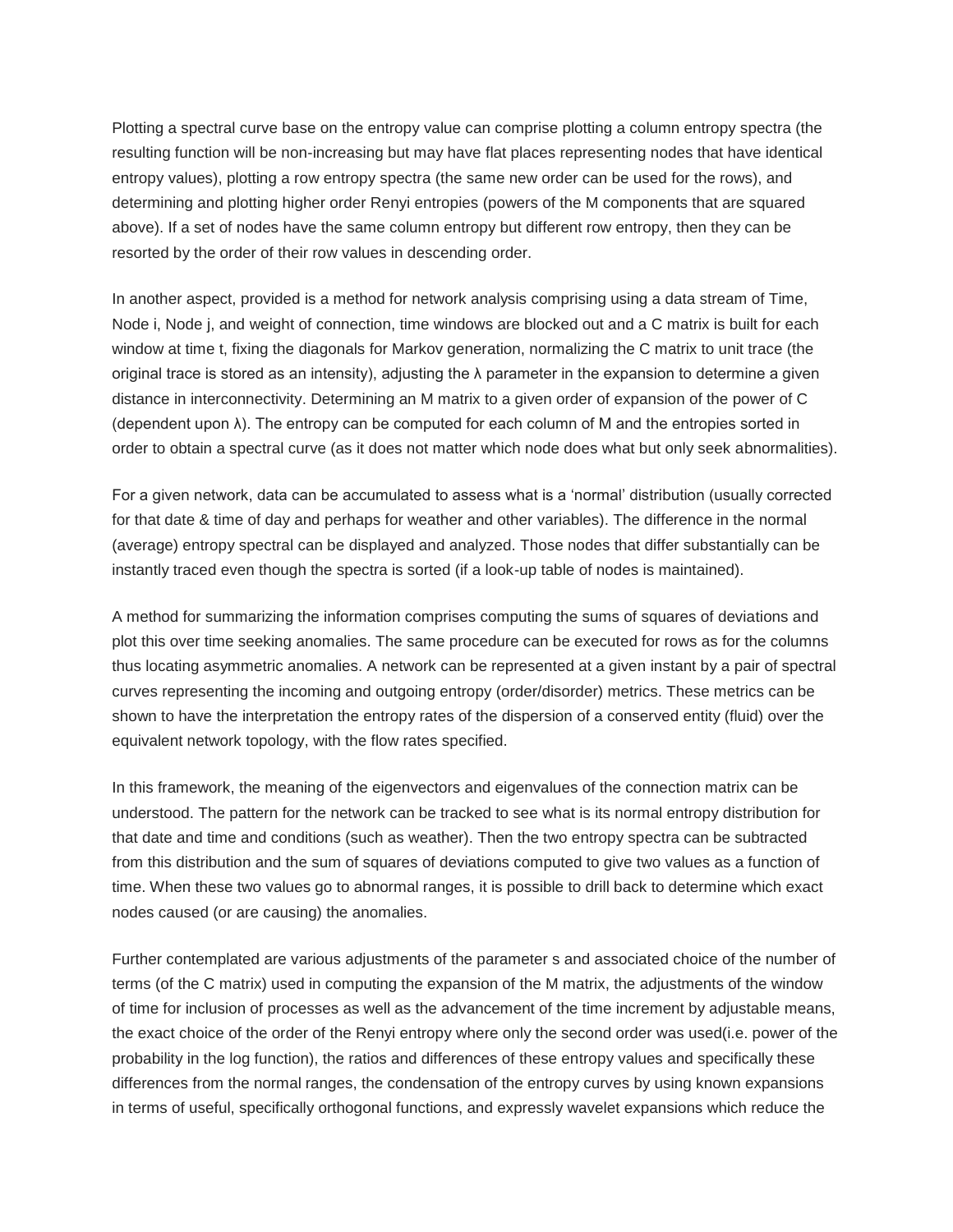Plotting a spectral curve base on the entropy value can comprise plotting a column entropy spectra (the resulting function will be non-increasing but may have flat places representing nodes that have identical entropy values), plotting a row entropy spectra (the same new order can be used for the rows), and determining and plotting higher order Renyi entropies (powers of the M components that are squared above). If a set of nodes have the same column entropy but different row entropy, then they can be resorted by the order of their row values in descending order.

In another aspect, provided is a method for network analysis comprising using a data stream of Time, Node i, Node j, and weight of connection, time windows are blocked out and a C matrix is built for each window at time t, fixing the diagonals for Markov generation, normalizing the C matrix to unit trace (the original trace is stored as an intensity), adjusting the $\lambda$ parameter in the expansion to determine a given distance in interconnectivity. Determining an M matrix to a given order of expansion of the power of C (dependent upon $\lambda$). The entropy can be computed for each column of M and the entropies sorted in order to obtain a spectral curve (as it does not matter which node does what but only seek abnormalities).

For a given network, data can be accumulated to assess what is a ‘normal’ distribution (usually corrected for that date & time of day and perhaps for weather and other variables). The difference in the normal (average) entropy spectral can be displayed and analyzed. Those nodes that differ substantially can be instantly traced even though the spectra is sorted (if a look-up table of nodes is maintained).

A method for summarizing the information comprises computing the sums of squares of deviations and plot this over time seeking anomalies. The same procedure can be executed for rows as for the columns thus locating asymmetric anomalies. A network can be represented at a given instant by a pair of spectral curves representing the incoming and outgoing entropy (order/disorder) metrics. These metrics can be shown to have the interpretation the entropy rates of the dispersion of a conserved entity (fluid) over the equivalent network topology, with the flow rates specified.

In this framework, the meaning of the eigenvectors and eigenvalues of the connection matrix can be understood. The pattern for the network can be tracked to see what is its normal entropy distribution for that date and time and conditions (such as weather). Then the two entropy spectra can be subtracted from this distribution and the sum of squares of deviations computed to give two values as a function of time. When these two values go to abnormal ranges, it is possible to drill back to determine which exact nodes caused (or are causing) the anomalies.

Further contemplated are various adjustments of the parameter s and associated choice of the number of terms (of the C matrix) used in computing the expansion of the M matrix, the adjustments of the window of time for inclusion of processes as well as the advancement of the time increment by adjustable means, the exact choice of the order of the Renyi entropy where only the second order was used(i.e. power of the probability in the log function), the ratios and differences of these entropy values and specifically these differences from the normal ranges, the condensation of the entropy curves by using known expansions in terms of useful, specifically orthogonal functions, and expressly wavelet expansions which reduce the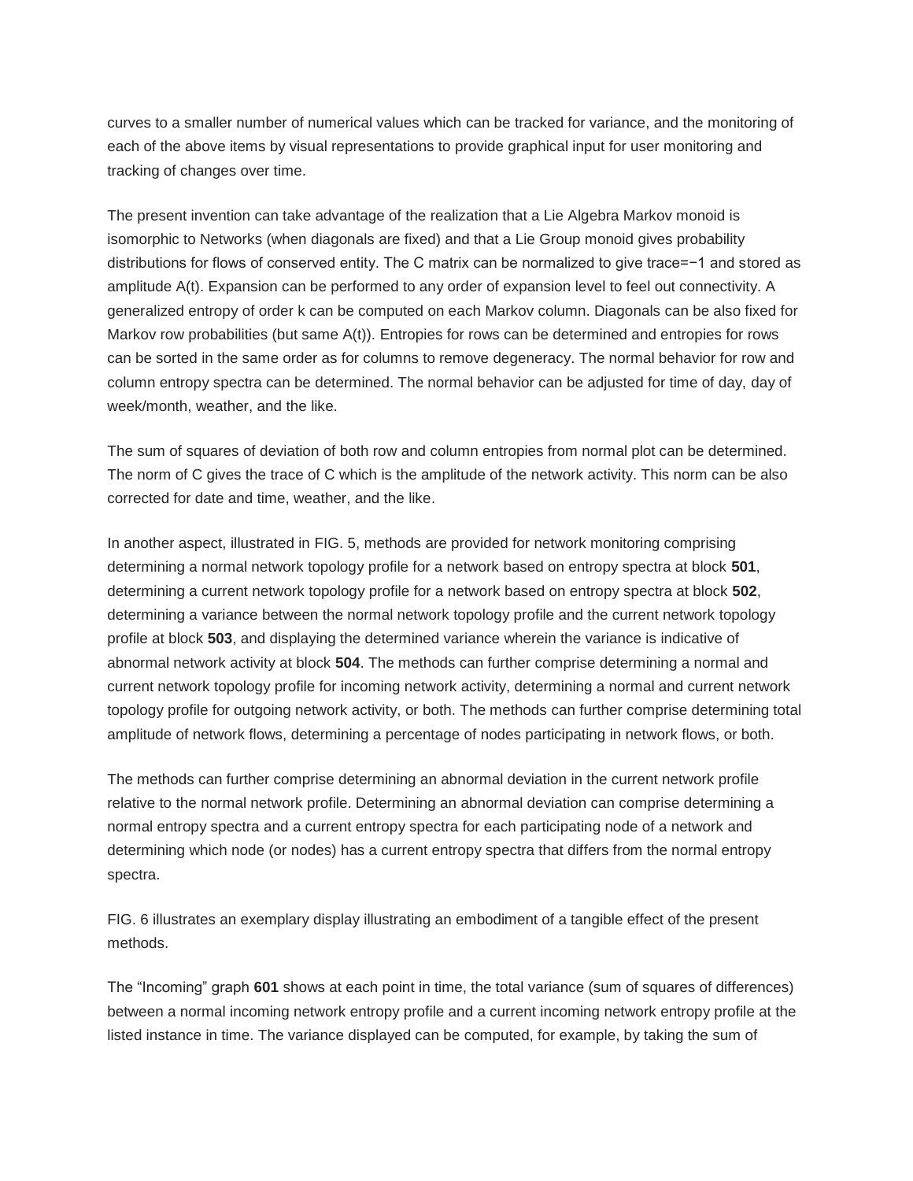curves to a smaller number of numerical values which can be tracked for variance, and the monitoring of each of the above items by visual representations to provide graphical input for user monitoring and tracking of changes over time.

The present invention can take advantage of the realization that a Lie Algebra Markov monoid is isomorphic to Networks (when diagonals are fixed) and that a Lie Group monoid gives probability distributions for flows of conserved entity. The C matrix can be normalized to give trace=−1 and stored as amplitude A(t). Expansion can be performed to any order of expansion level to feel out connectivity. A generalized entropy of order k can be computed on each Markov column. Diagonals can be also fixed for Markov row probabilities (but same A(t)). Entropies for rows can be determined and entropies for rows can be sorted in the same order as for columns to remove degeneracy. The normal behavior for row and column entropy spectra can be determined. The normal behavior can be adjusted for time of day, day of week/month, weather, and the like.

The sum of squares of deviation of both row and column entropies from normal plot can be determined. The norm of C gives the trace of C which is the amplitude of the network activity. This norm can be also corrected for date and time, weather, and the like.

In another aspect, illustrated in FIG. 5, methods are provided for network monitoring comprising determining a normal network topology profile for a network based on entropy spectra at block **501**, determining a current network topology profile for a network based on entropy spectra at block **502**, determining a variance between the normal network topology profile and the current network topology profile at block **503**, and displaying the determined variance wherein the variance is indicative of abnormal network activity at block **504**. The methods can further comprise determining a normal and current network topology profile for incoming network activity, determining a normal and current network topology profile for outgoing network activity, or both. The methods can further comprise determining total amplitude of network flows, determining a percentage of nodes participating in network flows, or both.

The methods can further comprise determining an abnormal deviation in the current network profile relative to the normal network profile. Determining an abnormal deviation can comprise determining a normal entropy spectra and a current entropy spectra for each participating node of a network and determining which node (or nodes) has a current entropy spectra that differs from the normal entropy spectra.

FIG. 6 illustrates an exemplary display illustrating an embodiment of a tangible effect of the present methods.

The "Incoming" graph **601** shows at each point in time, the total variance (sum of squares of differences) between a normal incoming network entropy profile and a current incoming network entropy profile at the listed instance in time. The variance displayed can be computed, for example, by taking the sum of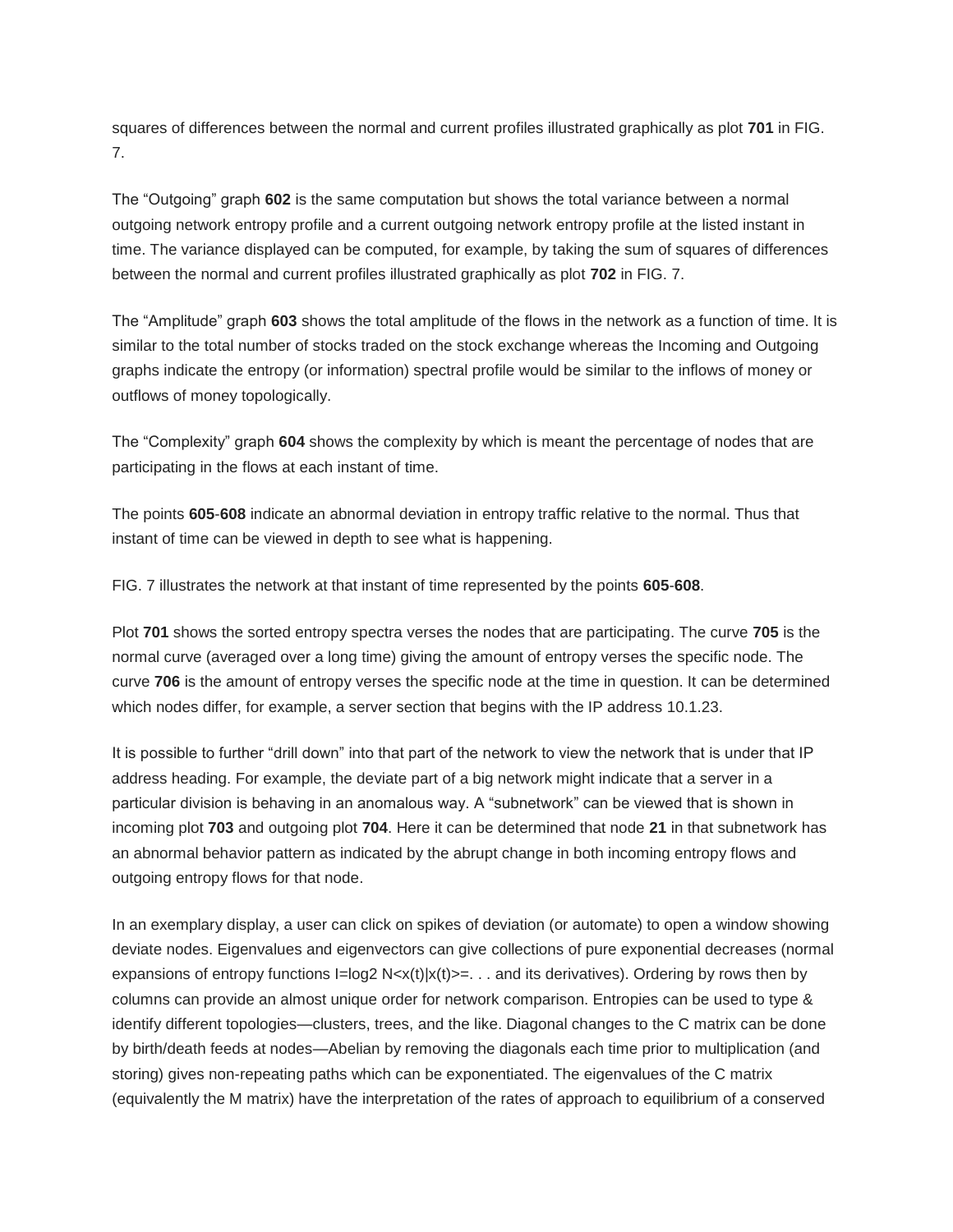squares of differences between the normal and current profiles illustrated graphically as plot **701** in FIG. 7.

The “Outgoing” graph **602** is the same computation but shows the total variance between a normal outgoing network entropy profile and a current outgoing network entropy profile at the listed instant in time. The variance displayed can be computed, for example, by taking the sum of squares of differences between the normal and current profiles illustrated graphically as plot **702** in FIG. 7.

The “Amplitude” graph **603** shows the total amplitude of the flows in the network as a function of time. It is similar to the total number of stocks traded on the stock exchange whereas the Incoming and Outgoing graphs indicate the entropy (or information) spectral profile would be similar to the inflows of money or outflows of money topologically.

The “Complexity” graph **604** shows the complexity by which is meant the percentage of nodes that are participating in the flows at each instant of time.

The points **605**-**608** indicate an abnormal deviation in entropy traffic relative to the normal. Thus that instant of time can be viewed in depth to see what is happening.

FIG. 7 illustrates the network at that instant of time represented by the points **605**-**608**.

Plot **701** shows the sorted entropy spectra verses the nodes that are participating. The curve **705** is the normal curve (averaged over a long time) giving the amount of entropy verses the specific node. The curve **706** is the amount of entropy verses the specific node at the time in question. It can be determined which nodes differ, for example, a server section that begins with the IP address 10.1.23.

It is possible to further “drill down” into that part of the network to view the network that is under that IP address heading. For example, the deviate part of a big network might indicate that a server in a particular division is behaving in an anomalous way. A “subnetwork” can be viewed that is shown in incoming plot **703** and outgoing plot **704**. Here it can be determined that node **21** in that subnetwork has an abnormal behavior pattern as indicated by the abrupt change in both incoming entropy flows and outgoing entropy flows for that node.

In an exemplary display, a user can click on spikes of deviation (or automate) to open a window showing deviate nodes. Eigenvalues and eigenvectors can give collections of pure exponential decreases (normal expansions of entropy functions $I=\log_2 N\langle x(t)|x(t)\rangle=\ldots$ and its derivatives). Ordering by rows then by columns can provide an almost unique order for network comparison. Entropies can be used to type & identify different topologies—clusters, trees, and the like. Diagonal changes to the C matrix can be done by birth/death feeds at nodes—Abelian by removing the diagonals each time prior to multiplication (and storing) gives non-repeating paths which can be exponentiated. The eigenvalues of the C matrix (equivalently the M matrix) have the interpretation of the rates of approach to equilibrium of a conserved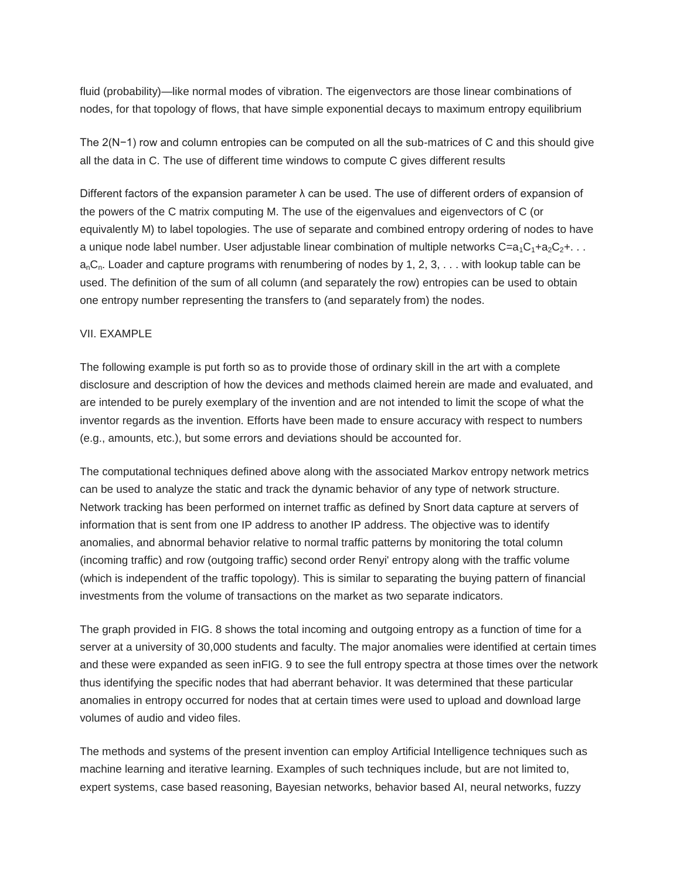fluid (probability)—like normal modes of vibration. The eigenvectors are those linear combinations of nodes, for that topology of flows, that have simple exponential decays to maximum entropy equilibrium

The $2(N-1)$ row and column entropies can be computed on all the sub-matrices of C and this should give all the data in C. The use of different time windows to compute C gives different results

Different factors of the expansion parameter $\lambda$ can be used. The use of different orders of expansion of the powers of the C matrix computing M. The use of the eigenvalues and eigenvectors of C (or equivalently M) to label topologies. The use of separate and combined entropy ordering of nodes to have a unique node label number. User adjustable linear combination of multiple networks $C=a_1C_1+a_2C_2+\ldots a_nC_n$. Loader and capture programs with renumbering of nodes by 1, 2, 3, . . . with lookup table can be used. The definition of the sum of all column (and separately the row) entropies can be used to obtain one entropy number representing the transfers to (and separately from) the nodes.

## VII. EXAMPLE

The following example is put forth so as to provide those of ordinary skill in the art with a complete disclosure and description of how the devices and methods claimed herein are made and evaluated, and are intended to be purely exemplary of the invention and are not intended to limit the scope of what the inventor regards as the invention. Efforts have been made to ensure accuracy with respect to numbers (e.g., amounts, etc.), but some errors and deviations should be accounted for.

The computational techniques defined above along with the associated Markov entropy network metrics can be used to analyze the static and track the dynamic behavior of any type of network structure. Network tracking has been performed on internet traffic as defined by Snort data capture at servers of information that is sent from one IP address to another IP address. The objective was to identify anomalies, and abnormal behavior relative to normal traffic patterns by monitoring the total column (incoming traffic) and row (outgoing traffic) second order Renyi' entropy along with the traffic volume (which is independent of the traffic topology). This is similar to separating the buying pattern of financial investments from the volume of transactions on the market as two separate indicators.

The graph provided in FIG. 8 shows the total incoming and outgoing entropy as a function of time for a server at a university of 30,000 students and faculty. The major anomalies were identified at certain times and these were expanded as seen inFIG. 9 to see the full entropy spectra at those times over the network thus identifying the specific nodes that had aberrant behavior. It was determined that these particular anomalies in entropy occurred for nodes that at certain times were used to upload and download large volumes of audio and video files.

The methods and systems of the present invention can employ Artificial Intelligence techniques such as machine learning and iterative learning. Examples of such techniques include, but are not limited to, expert systems, case based reasoning, Bayesian networks, behavior based AI, neural networks, fuzzy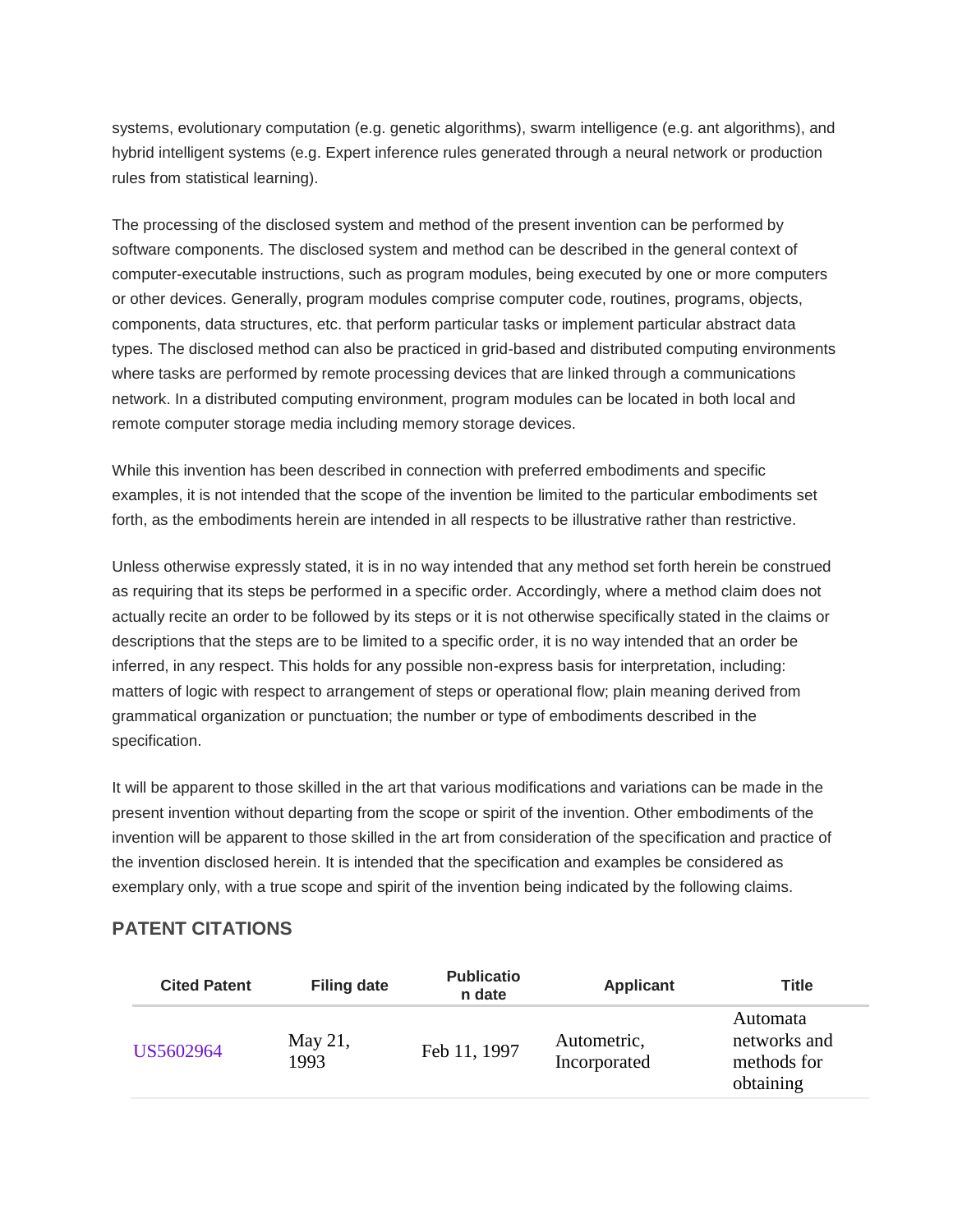systems, evolutionary computation (e.g. genetic algorithms), swarm intelligence (e.g. ant algorithms), and hybrid intelligent systems (e.g. Expert inference rules generated through a neural network or production rules from statistical learning).

The processing of the disclosed system and method of the present invention can be performed by software components. The disclosed system and method can be described in the general context of computer-executable instructions, such as program modules, being executed by one or more computers or other devices. Generally, program modules comprise computer code, routines, programs, objects, components, data structures, etc. that perform particular tasks or implement particular abstract data types. The disclosed method can also be practiced in grid-based and distributed computing environments where tasks are performed by remote processing devices that are linked through a communications network. In a distributed computing environment, program modules can be located in both local and remote computer storage media including memory storage devices.

While this invention has been described in connection with preferred embodiments and specific examples, it is not intended that the scope of the invention be limited to the particular embodiments set forth, as the embodiments herein are intended in all respects to be illustrative rather than restrictive.

Unless otherwise expressly stated, it is in no way intended that any method set forth herein be construed as requiring that its steps be performed in a specific order. Accordingly, where a method claim does not actually recite an order to be followed by its steps or it is not otherwise specifically stated in the claims or descriptions that the steps are to be limited to a specific order, it is no way intended that an order be inferred, in any respect. This holds for any possible non-express basis for interpretation, including: matters of logic with respect to arrangement of steps or operational flow; plain meaning derived from grammatical organization or punctuation; the number or type of embodiments described in the specification.

It will be apparent to those skilled in the art that various modifications and variations can be made in the present invention without departing from the scope or spirit of the invention. Other embodiments of the invention will be apparent to those skilled in the art from consideration of the specification and practice of the invention disclosed herein. It is intended that the specification and examples be considered as exemplary only, with a true scope and spirit of the invention being indicated by the following claims.

## PATENT CITATIONS

| Cited Patent | Filing date | Publication date | Applicant | Title |
|---|---|---|---|---|
| US5602964 | May 21, 1993 | Feb 11, 1997 | Autometric, Incorporated | Automata networks and methods for obtaining |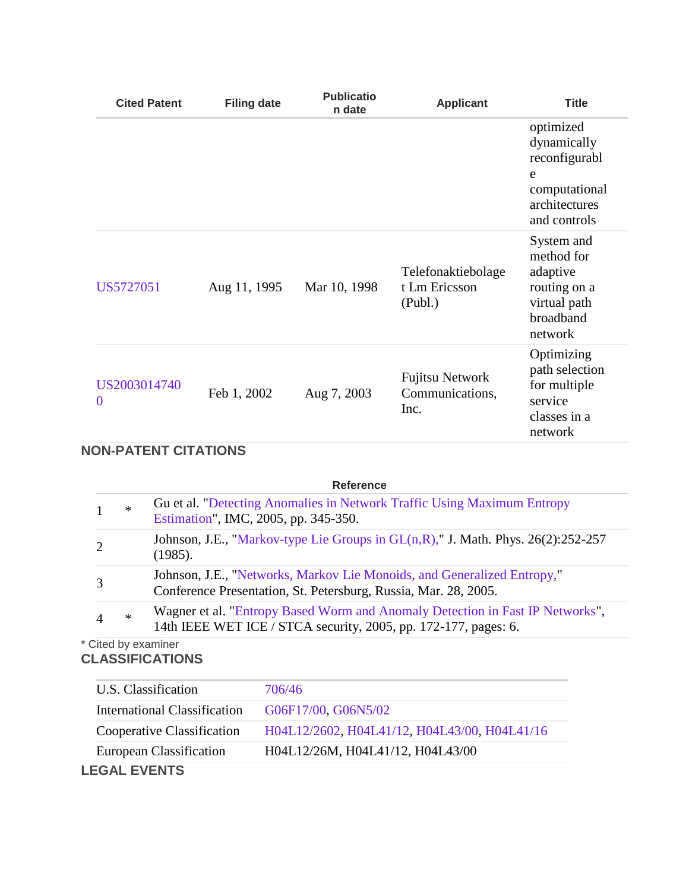| Cited Patent | Filing date | Publication date | Applicant | Title |
|---|---|---|---|---|
| | | | | optimized dynamically reconfigurable computational architectures and controls |
| US5727051 | Aug 11, 1995 | Mar 10, 1998 | Telefonaktiebolaget Lm Ericsson (Publ.) | System and method for adaptive routing on a virtual path broadband network |
| US20030147400 | Feb 1, 2002 | Aug 7, 2003 | Fujitsu Network Communications, Inc. | Optimizing path selection for multiple service classes in a network |

## NON-PATENT CITATIONS

| | | Reference |
|---|---|---|
| 1 | * | Gu et al. "Detecting Anomalies in Network Traffic Using Maximum Entropy Estimation", IMC, 2005, pp. 345-350. |
| 2 | | Johnson, J.E., "Markov-type Lie Groups in GL(n,R)," J. Math. Phys. 26(2):252-257 (1985). |
| 3 | | Johnson, J.E., "Networks, Markov Lie Monoids, and Generalized Entropy," Conference Presentation, St. Petersburg, Russia, Mar. 28, 2005. |
| 4 | * | Wagner et al. "Entropy Based Worm and Anomaly Detection in Fast IP Networks", 14th IEEE WET ICE / STCA security, 2005, pp. 172-177, pages: 6. |

* Cited by examiner

## CLASSIFICATIONS

| | |
|---|---|
| U.S. Classification | 706/46 |
| International Classification | G06F17/00, G06N5/02 |
| Cooperative Classification | H04L12/2602, H04L41/12, H04L43/00, H04L41/16 |
| European Classification | H04L12/26M, H04L41/12, H04L43/00 |

## LEGAL EVENTS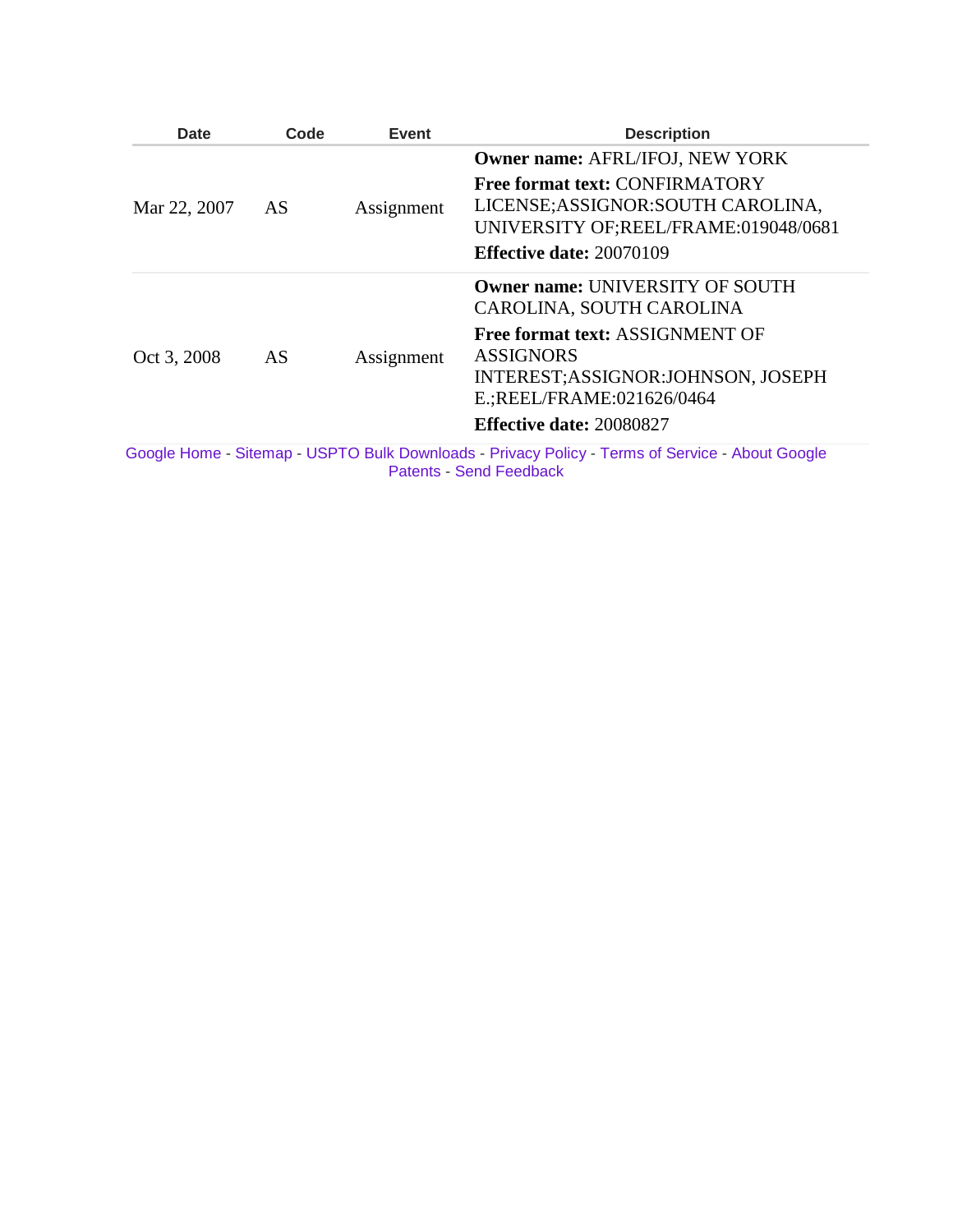| Date | Code | Event | Description |
|---|---|---|---|
| Mar 22, 2007 | AS | Assignment | **Owner name:** AFRL/IFOJ, NEW YORK<br>**Free format text:** CONFIRMATORY LICENSE;ASSIGNOR:SOUTH CAROLINA, UNIVERSITY OF;REEL/FRAME:019048/0681<br>**Effective date:** 20070109 |
| Oct 3, 2008 | AS | Assignment | **Owner name:** UNIVERSITY OF SOUTH CAROLINA, SOUTH CAROLINA<br>**Free format text:** ASSIGNMENT OF ASSIGNORS INTEREST;ASSIGNOR:JOHNSON, JOSEPH E.;REEL/FRAME:021626/0464<br>**Effective date:** 20080827 |

Google Home - Sitemap - USPTO Bulk Downloads - Privacy Policy - Terms of Service - About Google Patents - Send Feedback